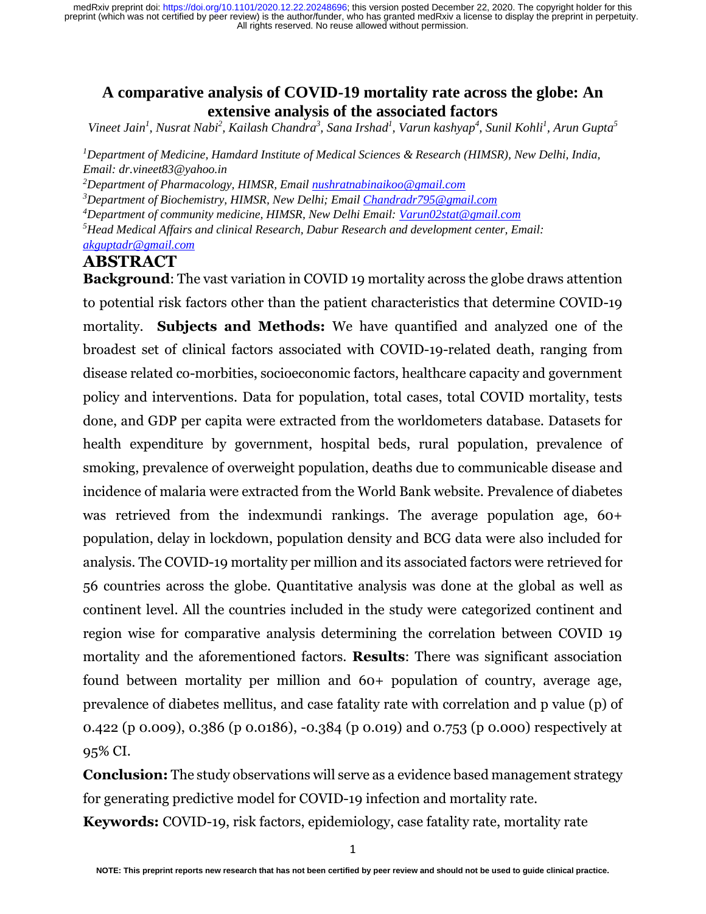# A comparative analysis of COVID-19 mortality rate across the globe: An extensive analysis of the associated factors

*Vineet Jain[1], Nusrat Nabi[2], Kailash Chandra[3], Sana Irshad[1], Varun kashyap[4], Sunil Kohli[1], Arun Gupta[5]*

[1]*Department of Medicine, Hamdard Institute of Medical Sciences & Research (HIMSR), New Delhi, India, Email: dr.vineet83@yahoo.in*

[2]*Department of Pharmacology, HIMSR, Email nushratnabinaikoo@gmail.com*

[3]*Department of Biochemistry, HIMSR, New Delhi; Email Chandradr795@gmail.com*

[4]*Department of community medicine, HIMSR, New Delhi Email: Varun02stat@gmail.com*

[5]*Head Medical Affairs and clinical Research, Dabur Research and development center, Email: akguptadr@gmail.com*

## ABSTRACT

**Background**: The vast variation in COVID 19 mortality across the globe draws attention to potential risk factors other than the patient characteristics that determine COVID-19 mortality. **Subjects and Methods:** We have quantified and analyzed one of the broadest set of clinical factors associated with COVID-19-related death, ranging from disease related co-morbities, socioeconomic factors, healthcare capacity and government policy and interventions. Data for population, total cases, total COVID mortality, tests done, and GDP per capita were extracted from the worldometers database. Datasets for health expenditure by government, hospital beds, rural population, prevalence of smoking, prevalence of overweight population, deaths due to communicable disease and incidence of malaria were extracted from the World Bank website. Prevalence of diabetes was retrieved from the indexmundi rankings. The average population age, 60+ population, delay in lockdown, population density and BCG data were also included for analysis. The COVID-19 mortality per million and its associated factors were retrieved for 56 countries across the globe. Quantitative analysis was done at the global as well as continent level. All the countries included in the study were categorized continent and region wise for comparative analysis determining the correlation between COVID 19 mortality and the aforementioned factors. **Results**: There was significant association found between mortality per million and 60+ population of country, average age, prevalence of diabetes mellitus, and case fatality rate with correlation and p value (p) of 0.422 (p 0.009), 0.386 (p 0.0186), -0.384 (p 0.019) and 0.753 (p 0.000) respectively at 95% CI.

**Conclusion:** The study observations will serve as a evidence based management strategy for generating predictive model for COVID-19 infection and mortality rate.

**Keywords:** COVID-19, risk factors, epidemiology, case fatality rate, mortality rate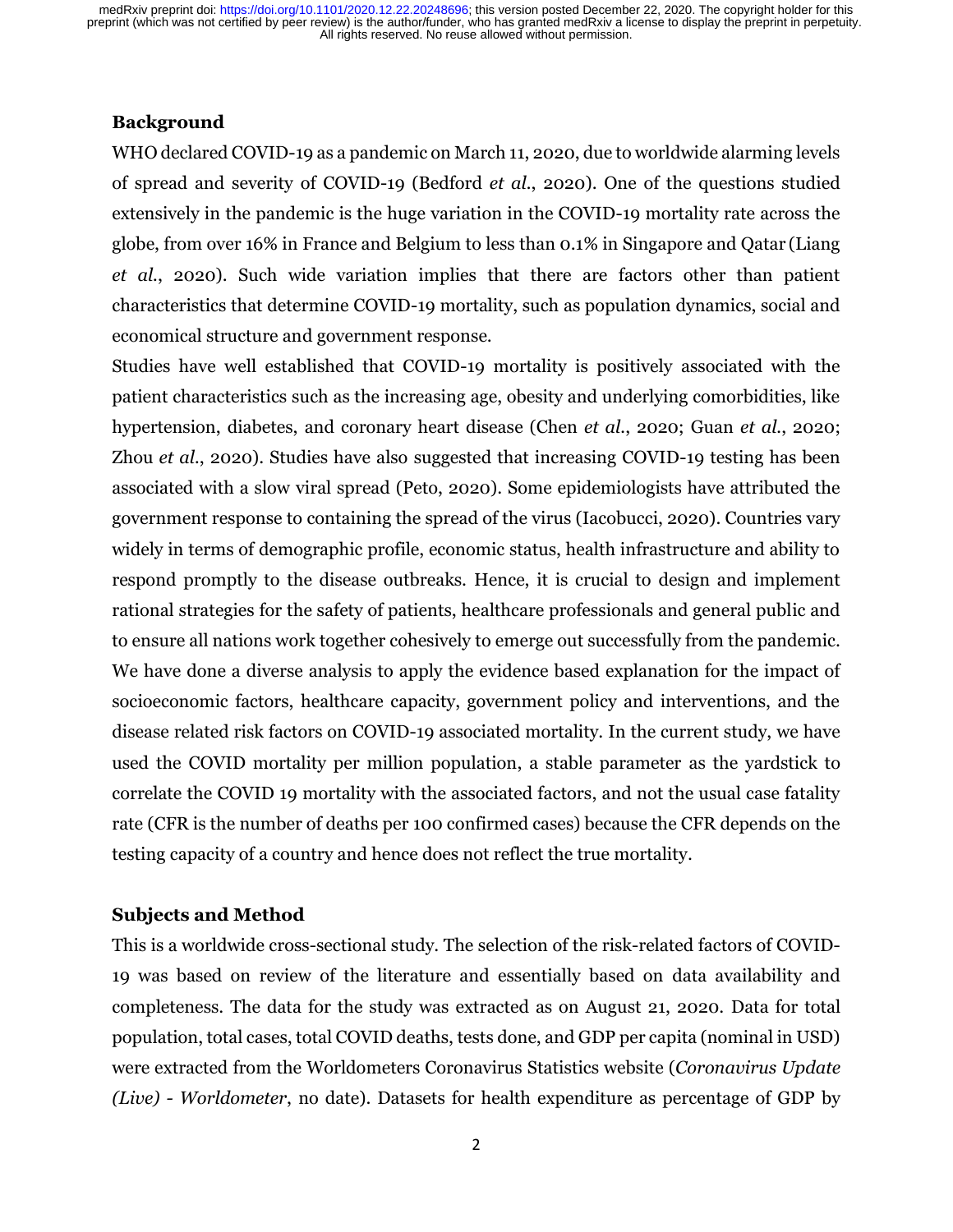**Background**

WHO declared COVID-19 as a pandemic on March 11, 2020, due to worldwide alarming levels of spread and severity of COVID-19 (Bedford *et al.*, 2020). One of the questions studied extensively in the pandemic is the huge variation in the COVID-19 mortality rate across the globe, from over 16% in France and Belgium to less than 0.1% in Singapore and Qatar (Liang *et al.*, 2020). Such wide variation implies that there are factors other than patient characteristics that determine COVID-19 mortality, such as population dynamics, social and economical structure and government response.

Studies have well established that COVID-19 mortality is positively associated with the patient characteristics such as the increasing age, obesity and underlying comorbidities, like hypertension, diabetes, and coronary heart disease (Chen *et al.*, 2020; Guan *et al.*, 2020; Zhou *et al.*, 2020). Studies have also suggested that increasing COVID-19 testing has been associated with a slow viral spread (Peto, 2020). Some epidemiologists have attributed the government response to containing the spread of the virus (Iacobucci, 2020). Countries vary widely in terms of demographic profile, economic status, health infrastructure and ability to respond promptly to the disease outbreaks. Hence, it is crucial to design and implement rational strategies for the safety of patients, healthcare professionals and general public and to ensure all nations work together cohesively to emerge out successfully from the pandemic. We have done a diverse analysis to apply the evidence based explanation for the impact of socioeconomic factors, healthcare capacity, government policy and interventions, and the disease related risk factors on COVID-19 associated mortality. In the current study, we have used the COVID mortality per million population, a stable parameter as the yardstick to correlate the COVID 19 mortality with the associated factors, and not the usual case fatality rate (CFR is the number of deaths per 100 confirmed cases) because the CFR depends on the testing capacity of a country and hence does not reflect the true mortality.

**Subjects and Method**

This is a worldwide cross-sectional study. The selection of the risk-related factors of COVID-19 was based on review of the literature and essentially based on data availability and completeness. The data for the study was extracted as on August 21, 2020. Data for total population, total cases, total COVID deaths, tests done, and GDP per capita (nominal in USD) were extracted from the Worldometers Coronavirus Statistics website (*Coronavirus Update (Live) - Worldometer*, no date). Datasets for health expenditure as percentage of GDP by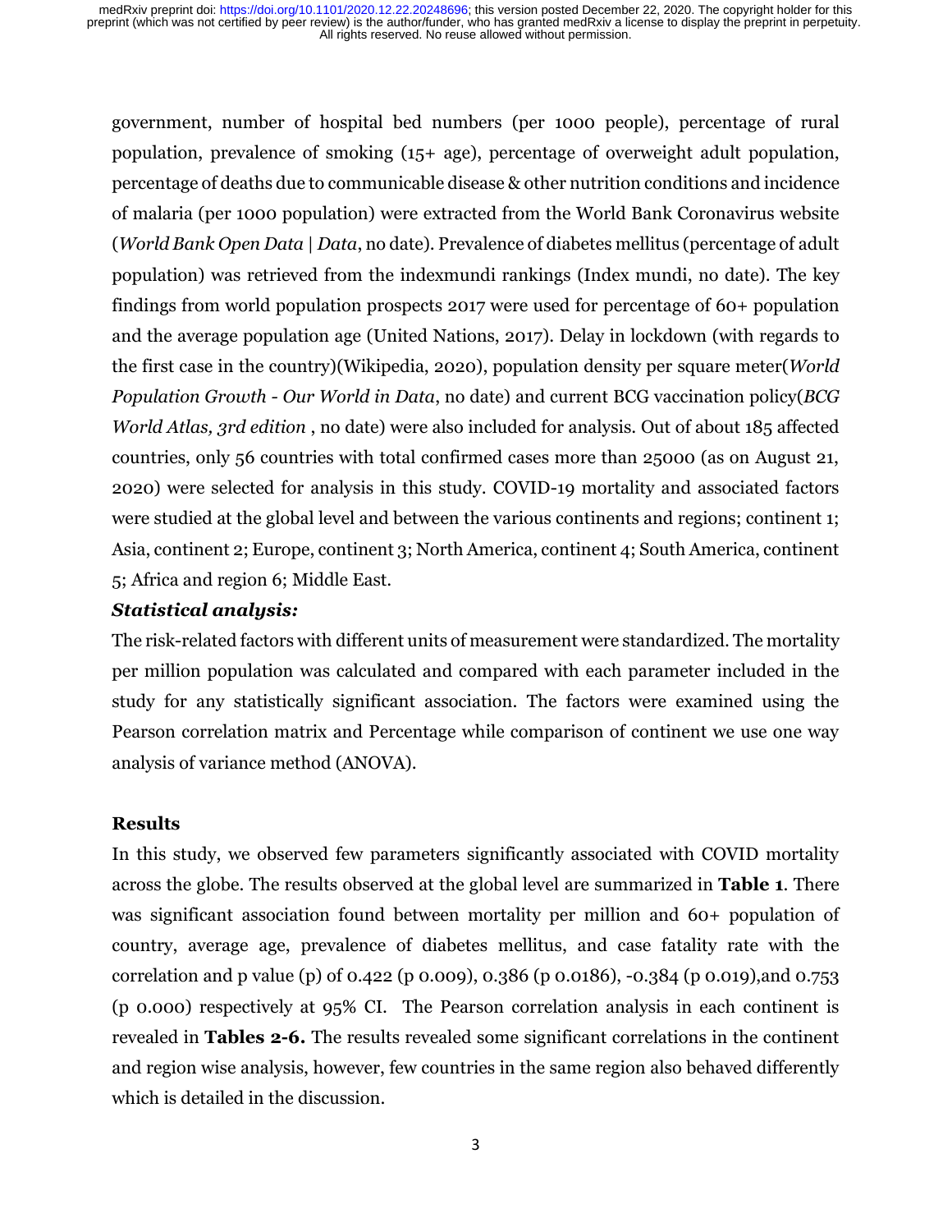government, number of hospital bed numbers (per 1000 people), percentage of rural population, prevalence of smoking (15+ age), percentage of overweight adult population, percentage of deaths due to communicable disease & other nutrition conditions and incidence of malaria (per 1000 population) were extracted from the World Bank Coronavirus website (*World Bank Open Data | Data*, no date). Prevalence of diabetes mellitus (percentage of adult population) was retrieved from the indexmundi rankings (Index mundi, no date). The key findings from world population prospects 2017 were used for percentage of 60+ population and the average population age (United Nations, 2017). Delay in lockdown (with regards to the first case in the country)(Wikipedia, 2020), population density per square meter(*World Population Growth - Our World in Data*, no date) and current BCG vaccination policy(*BCG World Atlas, 3rd edition* , no date) were also included for analysis. Out of about 185 affected countries, only 56 countries with total confirmed cases more than 25000 (as on August 21, 2020) were selected for analysis in this study. COVID-19 mortality and associated factors were studied at the global level and between the various continents and regions; continent 1; Asia, continent 2; Europe, continent 3; North America, continent 4; South America, continent 5; Africa and region 6; Middle East.

***Statistical analysis:***

The risk-related factors with different units of measurement were standardized. The mortality per million population was calculated and compared with each parameter included in the study for any statistically significant association. The factors were examined using the Pearson correlation matrix and Percentage while comparison of continent we use one way analysis of variance method (ANOVA).

## Results

In this study, we observed few parameters significantly associated with COVID mortality across the globe. The results observed at the global level are summarized in **Table 1**. There was significant association found between mortality per million and 60+ population of country, average age, prevalence of diabetes mellitus, and case fatality rate with the correlation and p value (p) of 0.422 (p 0.009), 0.386 (p 0.0186), -0.384 (p 0.019),and 0.753 (p 0.000) respectively at 95% CI. The Pearson correlation analysis in each continent is revealed in **Tables 2-6.** The results revealed some significant correlations in the continent and region wise analysis, however, few countries in the same region also behaved differently which is detailed in the discussion.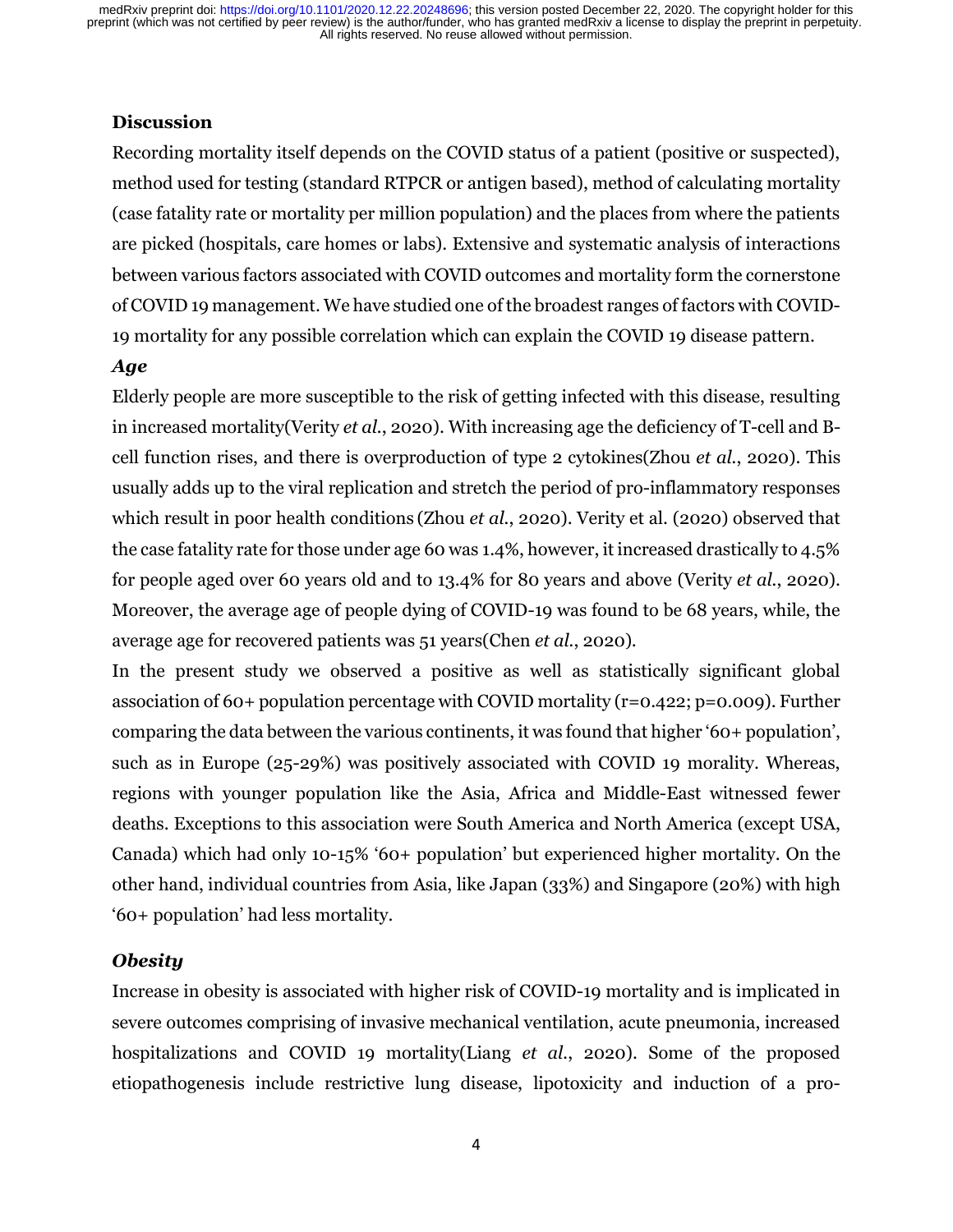## Discussion

Recording mortality itself depends on the COVID status of a patient (positive or suspected), method used for testing (standard RTPCR or antigen based), method of calculating mortality (case fatality rate or mortality per million population) and the places from where the patients are picked (hospitals, care homes or labs). Extensive and systematic analysis of interactions between various factors associated with COVID outcomes and mortality form the cornerstone of COVID 19 management. We have studied one of the broadest ranges of factors with COVID-19 mortality for any possible correlation which can explain the COVID 19 disease pattern.

### *Age*

Elderly people are more susceptible to the risk of getting infected with this disease, resulting in increased mortality(Verity *et al.*, 2020). With increasing age the deficiency of T-cell and B-cell function rises, and there is overproduction of type 2 cytokines(Zhou *et al.*, 2020). This usually adds up to the viral replication and stretch the period of pro-inflammatory responses which result in poor health conditions (Zhou *et al.*, 2020). Verity et al. (2020) observed that the case fatality rate for those under age 60 was 1.4%, however, it increased drastically to 4.5% for people aged over 60 years old and to 13.4% for 80 years and above (Verity *et al.*, 2020). Moreover, the average age of people dying of COVID-19 was found to be 68 years, while, the average age for recovered patients was 51 years(Chen *et al.*, 2020).

In the present study we observed a positive as well as statistically significant global association of 60+ population percentage with COVID mortality ($r=0.422$; $p=0.009$). Further comparing the data between the various continents, it was found that higher '60+ population', such as in Europe (25-29%) was positively associated with COVID 19 morality. Whereas, regions with younger population like the Asia, Africa and Middle-East witnessed fewer deaths. Exceptions to this association were South America and North America (except USA, Canada) which had only 10-15% '60+ population' but experienced higher mortality. On the other hand, individual countries from Asia, like Japan (33%) and Singapore (20%) with high '60+ population' had less mortality.

### *Obesity*

Increase in obesity is associated with higher risk of COVID-19 mortality and is implicated in severe outcomes comprising of invasive mechanical ventilation, acute pneumonia, increased hospitalizations and COVID 19 mortality(Liang *et al.*, 2020). Some of the proposed etiopathogenesis include restrictive lung disease, lipotoxicity and induction of a pro-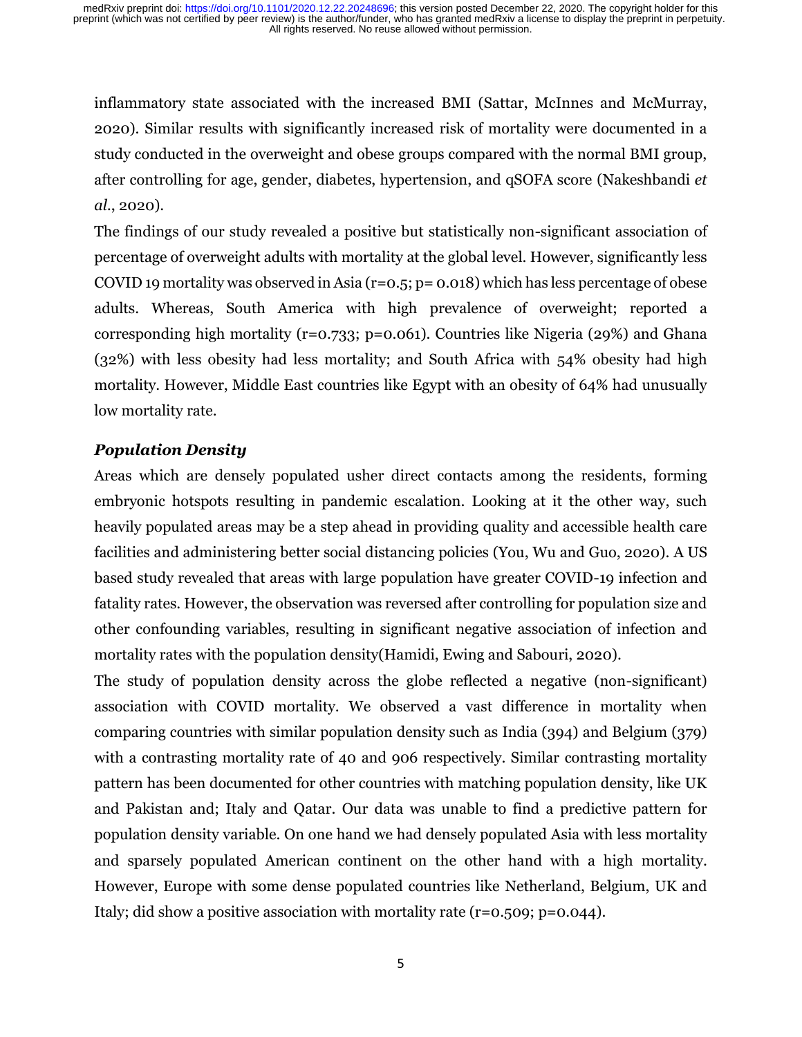inflammatory state associated with the increased BMI (Sattar, McInnes and McMurray, 2020). Similar results with significantly increased risk of mortality were documented in a study conducted in the overweight and obese groups compared with the normal BMI group, after controlling for age, gender, diabetes, hypertension, and qSOFA score (Nakeshbandi *et al.*, 2020).

The findings of our study revealed a positive but statistically non-significant association of percentage of overweight adults with mortality at the global level. However, significantly less COVID 19 mortality was observed in Asia ($r=0.5$; $p= 0.018$) which has less percentage of obese adults. Whereas, South America with high prevalence of overweight; reported a corresponding high mortality ($r=0.733$; $p=0.061$). Countries like Nigeria (29%) and Ghana (32%) with less obesity had less mortality; and South Africa with 54% obesity had high mortality. However, Middle East countries like Egypt with an obesity of 64% had unusually low mortality rate.

### *Population Density*

Areas which are densely populated usher direct contacts among the residents, forming embryonic hotspots resulting in pandemic escalation. Looking at it the other way, such heavily populated areas may be a step ahead in providing quality and accessible health care facilities and administering better social distancing policies (You, Wu and Guo, 2020). A US based study revealed that areas with large population have greater COVID-19 infection and fatality rates. However, the observation was reversed after controlling for population size and other confounding variables, resulting in significant negative association of infection and mortality rates with the population density(Hamidi, Ewing and Sabouri, 2020).

The study of population density across the globe reflected a negative (non-significant) association with COVID mortality. We observed a vast difference in mortality when comparing countries with similar population density such as India (394) and Belgium (379) with a contrasting mortality rate of 40 and 906 respectively. Similar contrasting mortality pattern has been documented for other countries with matching population density, like UK and Pakistan and; Italy and Qatar. Our data was unable to find a predictive pattern for population density variable. On one hand we had densely populated Asia with less mortality and sparsely populated American continent on the other hand with a high mortality. However, Europe with some dense populated countries like Netherland, Belgium, UK and Italy; did show a positive association with mortality rate ($r=0.509$; $p=0.044$).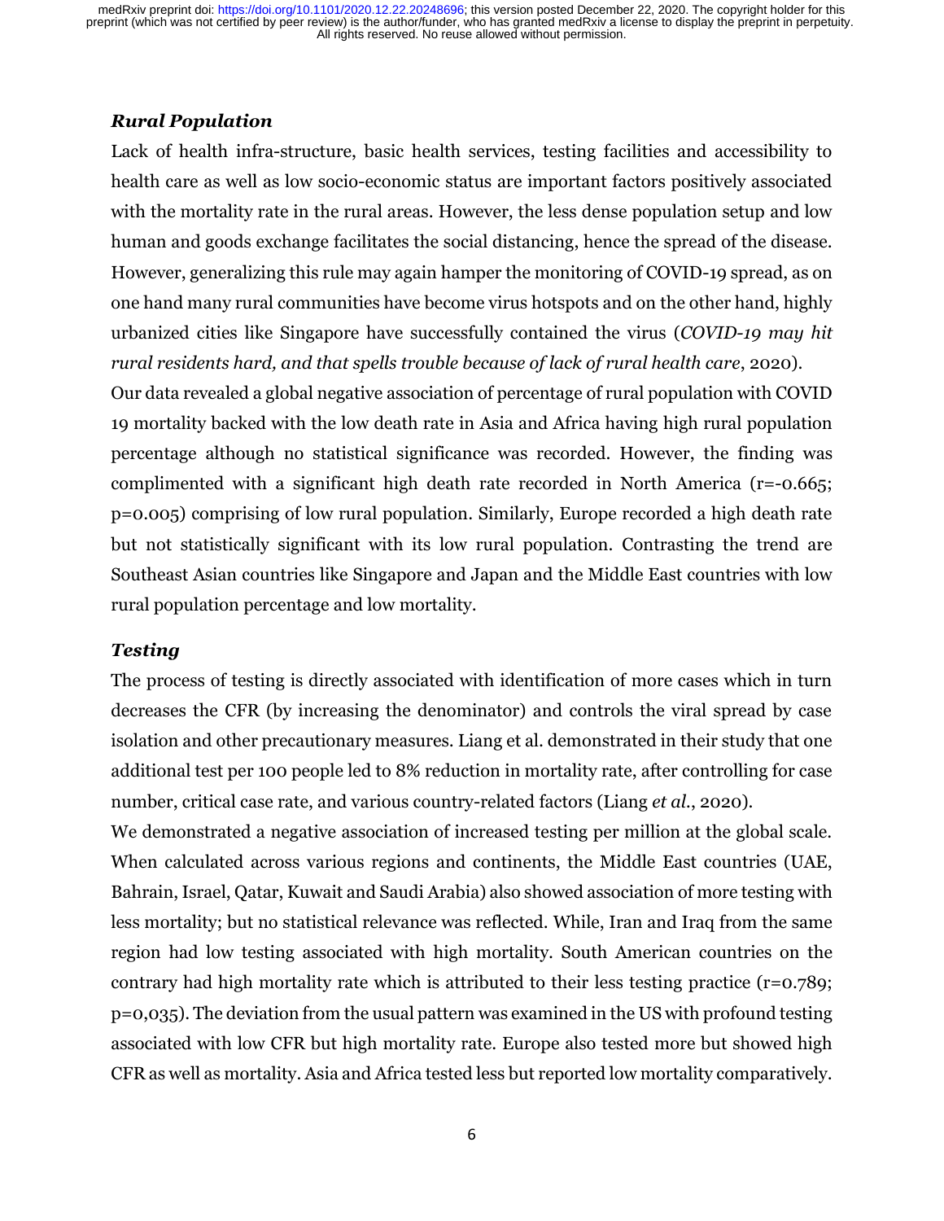### *Rural Population*

Lack of health infra-structure, basic health services, testing facilities and accessibility to health care as well as low socio-economic status are important factors positively associated with the mortality rate in the rural areas. However, the less dense population setup and low human and goods exchange facilitates the social distancing, hence the spread of the disease. However, generalizing this rule may again hamper the monitoring of COVID-19 spread, as on one hand many rural communities have become virus hotspots and on the other hand, highly urbanized cities like Singapore have successfully contained the virus (*COVID-19 may hit rural residents hard, and that spells trouble because of lack of rural health care*, 2020).

Our data revealed a global negative association of percentage of rural population with COVID 19 mortality backed with the low death rate in Asia and Africa having high rural population percentage although no statistical significance was recorded. However, the finding was complimented with a significant high death rate recorded in North America ($r=-0.665$; $p=0.005$) comprising of low rural population. Similarly, Europe recorded a high death rate but not statistically significant with its low rural population. Contrasting the trend are Southeast Asian countries like Singapore and Japan and the Middle East countries with low rural population percentage and low mortality.

### *Testing*

The process of testing is directly associated with identification of more cases which in turn decreases the CFR (by increasing the denominator) and controls the viral spread by case isolation and other precautionary measures. Liang et al. demonstrated in their study that one additional test per 100 people led to 8% reduction in mortality rate, after controlling for case number, critical case rate, and various country-related factors (Liang *et al.*, 2020).

We demonstrated a negative association of increased testing per million at the global scale. When calculated across various regions and continents, the Middle East countries (UAE, Bahrain, Israel, Qatar, Kuwait and Saudi Arabia) also showed association of more testing with less mortality; but no statistical relevance was reflected. While, Iran and Iraq from the same region had low testing associated with high mortality. South American countries on the contrary had high mortality rate which is attributed to their less testing practice ($r=0.789$; $p=0,035$). The deviation from the usual pattern was examined in the US with profound testing associated with low CFR but high mortality rate. Europe also tested more but showed high CFR as well as mortality. Asia and Africa tested less but reported low mortality comparatively.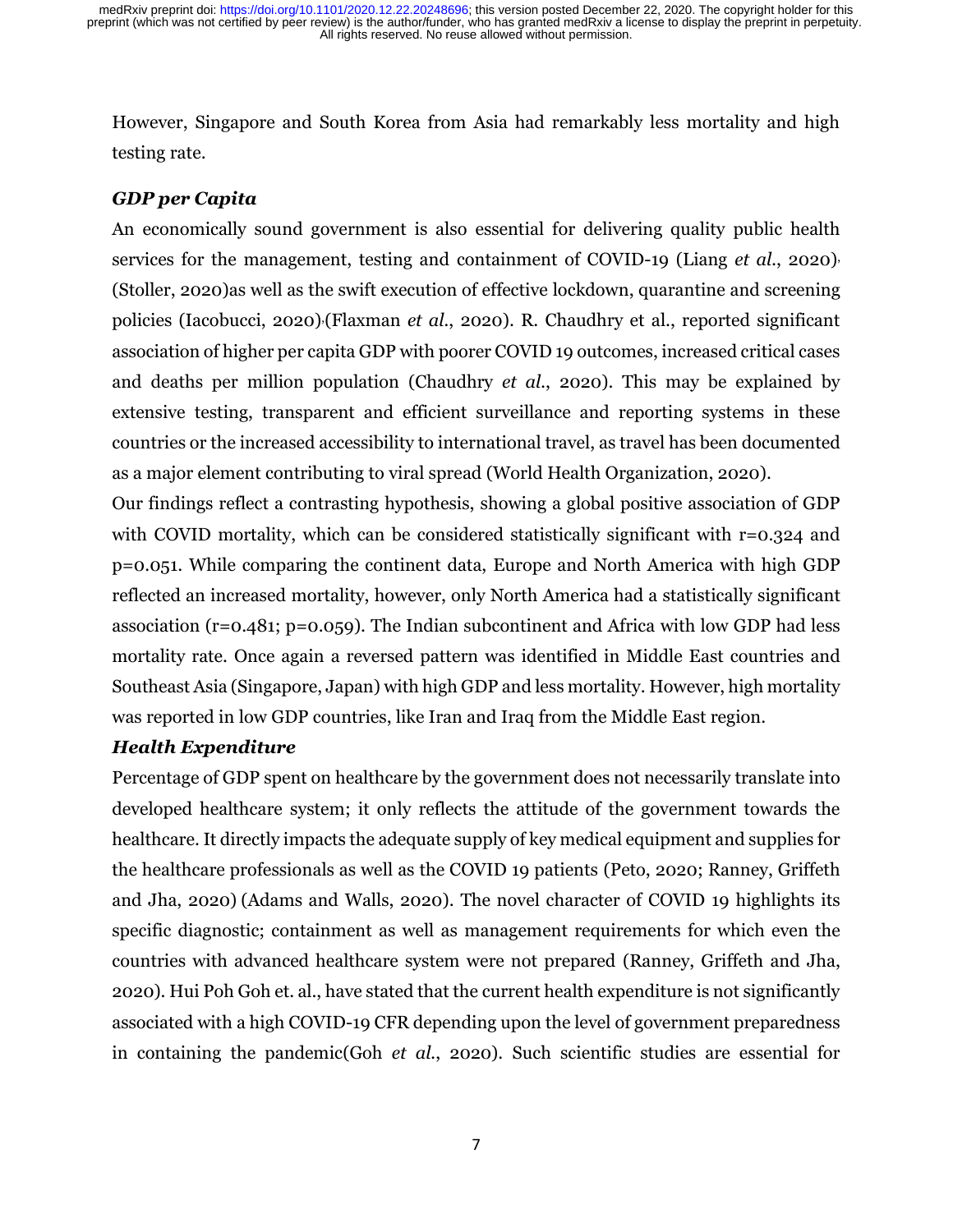However, Singapore and South Korea from Asia had remarkably less mortality and high testing rate.

### *GDP per Capita*

An economically sound government is also essential for delivering quality public health services for the management, testing and containment of COVID-19 (Liang *et al.*, 2020), (Stoller, 2020)as well as the swift execution of effective lockdown, quarantine and screening policies (Iacobucci, 2020),(Flaxman *et al.*, 2020). R. Chaudhry et al., reported significant association of higher per capita GDP with poorer COVID 19 outcomes, increased critical cases and deaths per million population (Chaudhry *et al.*, 2020). This may be explained by extensive testing, transparent and efficient surveillance and reporting systems in these countries or the increased accessibility to international travel, as travel has been documented as a major element contributing to viral spread (World Health Organization, 2020).

Our findings reflect a contrasting hypothesis, showing a global positive association of GDP with COVID mortality, which can be considered statistically significant with $r=0.324$ and $p=0.051$. While comparing the continent data, Europe and North America with high GDP reflected an increased mortality, however, only North America had a statistically significant association ($r=0.481$; $p=0.059$). The Indian subcontinent and Africa with low GDP had less mortality rate. Once again a reversed pattern was identified in Middle East countries and Southeast Asia (Singapore, Japan) with high GDP and less mortality. However, high mortality was reported in low GDP countries, like Iran and Iraq from the Middle East region.

### *Health Expenditure*

Percentage of GDP spent on healthcare by the government does not necessarily translate into developed healthcare system; it only reflects the attitude of the government towards the healthcare. It directly impacts the adequate supply of key medical equipment and supplies for the healthcare professionals as well as the COVID 19 patients (Peto, 2020; Ranney, Griffeth and Jha, 2020) (Adams and Walls, 2020). The novel character of COVID 19 highlights its specific diagnostic; containment as well as management requirements for which even the countries with advanced healthcare system were not prepared (Ranney, Griffeth and Jha, 2020). Hui Poh Goh et. al., have stated that the current health expenditure is not significantly associated with a high COVID-19 CFR depending upon the level of government preparedness in containing the pandemic(Goh *et al.*, 2020). Such scientific studies are essential for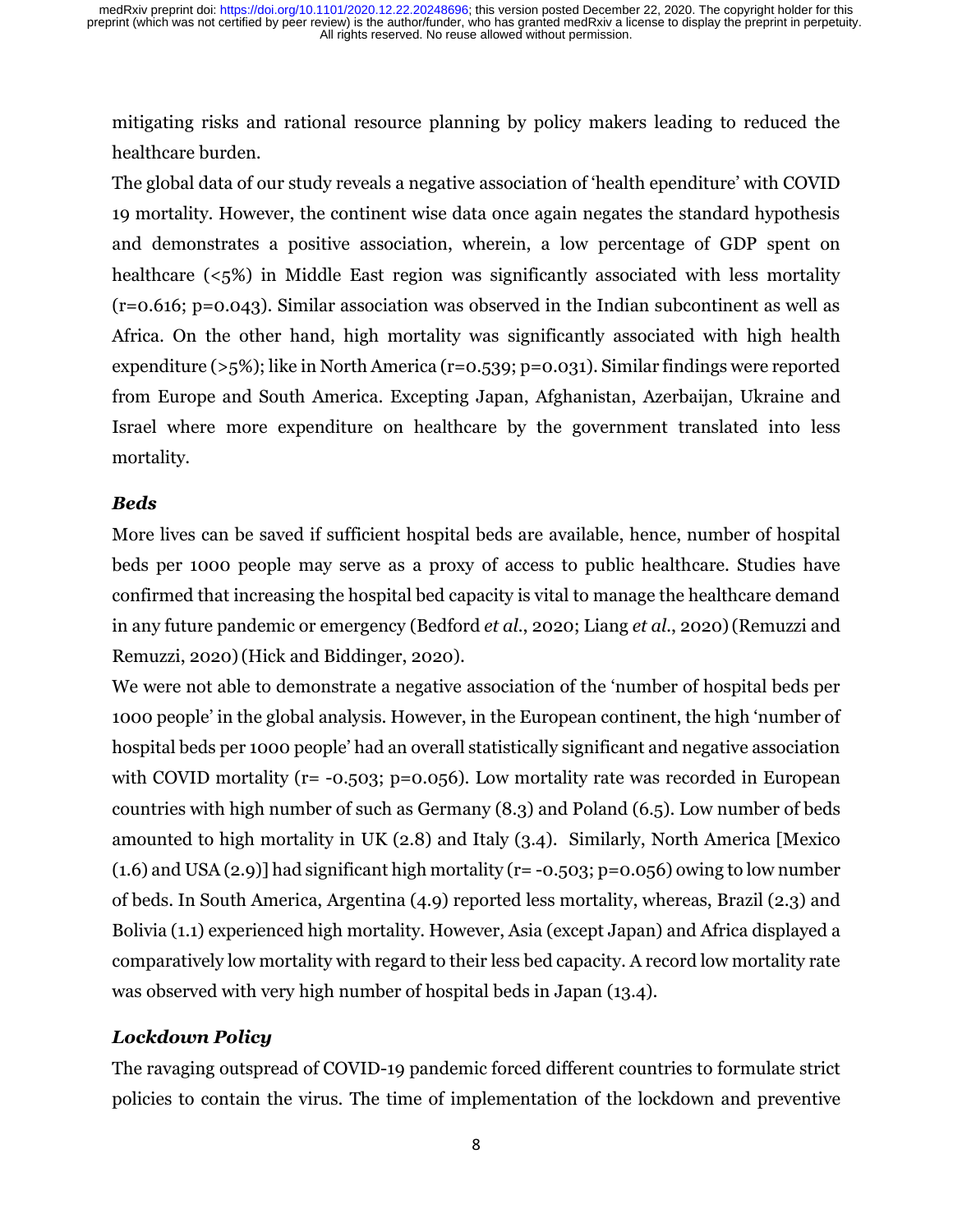mitigating risks and rational resource planning by policy makers leading to reduced the healthcare burden.

The global data of our study reveals a negative association of 'health ependiture' with COVID 19 mortality. However, the continent wise data once again negates the standard hypothesis and demonstrates a positive association, wherein, a low percentage of GDP spent on healthcare (<5%) in Middle East region was significantly associated with less mortality (r=0.616; p=0.043). Similar association was observed in the Indian subcontinent as well as Africa. On the other hand, high mortality was significantly associated with high health expenditure (>5%); like in North America (r=0.539; p=0.031). Similar findings were reported from Europe and South America. Excepting Japan, Afghanistan, Azerbaijan, Ukraine and Israel where more expenditure on healthcare by the government translated into less mortality.

### *Beds*

More lives can be saved if sufficient hospital beds are available, hence, number of hospital beds per 1000 people may serve as a proxy of access to public healthcare. Studies have confirmed that increasing the hospital bed capacity is vital to manage the healthcare demand in any future pandemic or emergency (Bedford *et al*., 2020; Liang *et al*., 2020) (Remuzzi and Remuzzi, 2020) (Hick and Biddinger, 2020).

We were not able to demonstrate a negative association of the 'number of hospital beds per 1000 people' in the global analysis. However, in the European continent, the high 'number of hospital beds per 1000 people' had an overall statistically significant and negative association with COVID mortality (r= -0.503; p=0.056). Low mortality rate was recorded in European countries with high number of such as Germany (8.3) and Poland (6.5). Low number of beds amounted to high mortality in UK (2.8) and Italy (3.4). Similarly, North America [Mexico (1.6) and USA (2.9)] had significant high mortality (r= -0.503; p=0.056) owing to low number of beds. In South America, Argentina (4.9) reported less mortality, whereas, Brazil (2.3) and Bolivia (1.1) experienced high mortality. However, Asia (except Japan) and Africa displayed a comparatively low mortality with regard to their less bed capacity. A record low mortality rate was observed with very high number of hospital beds in Japan (13.4).

### *Lockdown Policy*

The ravaging outspread of COVID-19 pandemic forced different countries to formulate strict policies to contain the virus. The time of implementation of the lockdown and preventive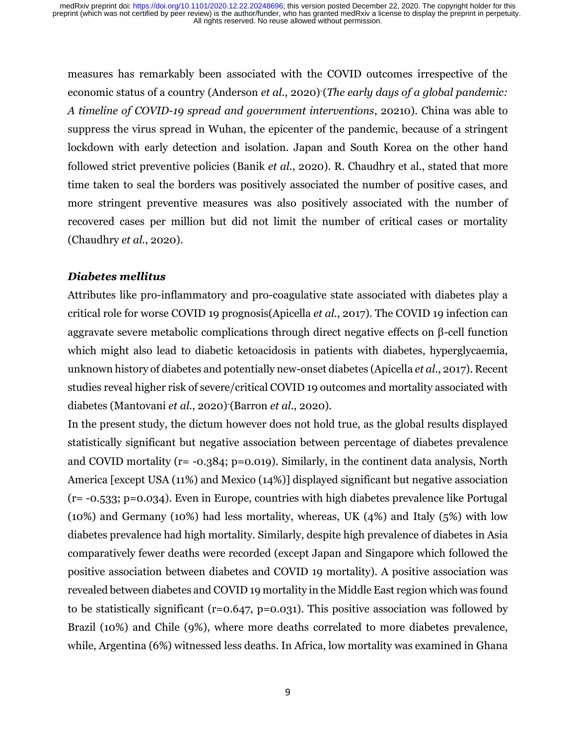measures has remarkably been associated with the COVID outcomes irrespective of the economic status of a country (Anderson *et al.*, 2020)-(*The early days of a global pandemic: A timeline of COVID-19 spread and government interventions*, 20210). China was able to suppress the virus spread in Wuhan, the epicenter of the pandemic, because of a stringent lockdown with early detection and isolation. Japan and South Korea on the other hand followed strict preventive policies (Banik *et al.*, 2020). R. Chaudhry et al., stated that more time taken to seal the borders was positively associated the number of positive cases, and more stringent preventive measures was also positively associated with the number of recovered cases per million but did not limit the number of critical cases or mortality (Chaudhry *et al.*, 2020).

### *Diabetes mellitus*

Attributes like pro-inflammatory and pro-coagulative state associated with diabetes play a critical role for worse COVID 19 prognosis(Apicella *et al.*, 2017). The COVID 19 infection can aggravate severe metabolic complications through direct negative effects on β-cell function which might also lead to diabetic ketoacidosis in patients with diabetes, hyperglycaemia, unknown history of diabetes and potentially new-onset diabetes (Apicella *et al.*, 2017). Recent studies reveal higher risk of severe/critical COVID 19 outcomes and mortality associated with diabetes (Mantovani *et al.*, 2020)-(Barron *et al.*, 2020).

In the present study, the dictum however does not hold true, as the global results displayed statistically significant but negative association between percentage of diabetes prevalence and COVID mortality ($r = -0.384$; $p = 0.019$). Similarly, in the continent data analysis, North America [except USA (11%) and Mexico (14%)] displayed significant but negative association ($r = -0.533$; $p = 0.034$). Even in Europe, countries with high diabetes prevalence like Portugal (10%) and Germany (10%) had less mortality, whereas, UK (4%) and Italy (5%) with low diabetes prevalence had high mortality. Similarly, despite high prevalence of diabetes in Asia comparatively fewer deaths were recorded (except Japan and Singapore which followed the positive association between diabetes and COVID 19 mortality). A positive association was revealed between diabetes and COVID 19 mortality in the Middle East region which was found to be statistically significant ($r = 0.647$, $p = 0.031$). This positive association was followed by Brazil (10%) and Chile (9%), where more deaths correlated to more diabetes prevalence, while, Argentina (6%) witnessed less deaths. In Africa, low mortality was examined in Ghana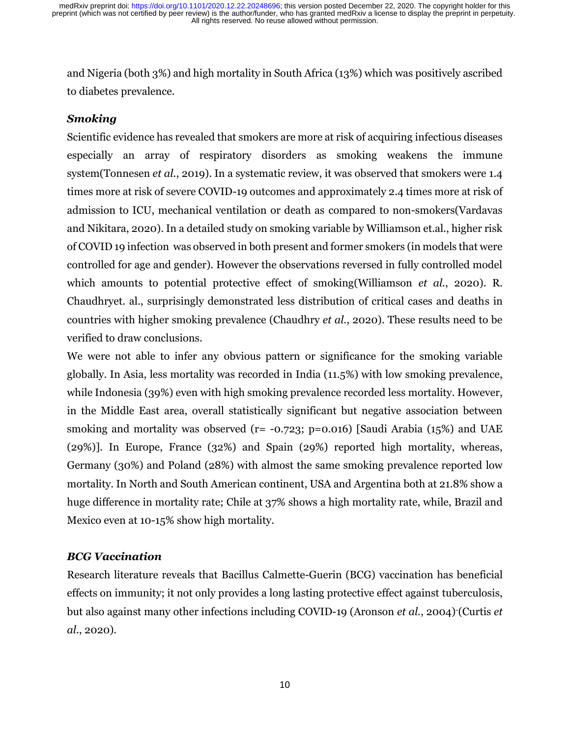and Nigeria (both 3%) and high mortality in South Africa (13%) which was positively ascribed to diabetes prevalence.

### *Smoking*

Scientific evidence has revealed that smokers are more at risk of acquiring infectious diseases especially an array of respiratory disorders as smoking weakens the immune system(Tonnesen *et al.*, 2019). In a systematic review, it was observed that smokers were 1.4 times more at risk of severe COVID-19 outcomes and approximately 2.4 times more at risk of admission to ICU, mechanical ventilation or death as compared to non-smokers(Vardavas and Nikitara, 2020). In a detailed study on smoking variable by Williamson et.al., higher risk of COVID 19 infection was observed in both present and former smokers (in models that were controlled for age and gender). However the observations reversed in fully controlled model which amounts to potential protective effect of smoking(Williamson *et al.*, 2020). R. Chaudhryet. al., surprisingly demonstrated less distribution of critical cases and deaths in countries with higher smoking prevalence (Chaudhry *et al.*, 2020). These results need to be verified to draw conclusions.

We were not able to infer any obvious pattern or significance for the smoking variable globally. In Asia, less mortality was recorded in India (11.5%) with low smoking prevalence, while Indonesia (39%) even with high smoking prevalence recorded less mortality. However, in the Middle East area, overall statistically significant but negative association between smoking and mortality was observed ($r = -0.723$; $p=0.016$) [Saudi Arabia (15%) and UAE (29%)]. In Europe, France (32%) and Spain (29%) reported high mortality, whereas, Germany (30%) and Poland (28%) with almost the same smoking prevalence reported low mortality. In North and South American continent, USA and Argentina both at 21.8% show a huge difference in mortality rate; Chile at 37% shows a high mortality rate, while, Brazil and Mexico even at 10-15% show high mortality.

### *BCG Vaccination*

Research literature reveals that Bacillus Calmette-Guerin (BCG) vaccination has beneficial effects on immunity; it not only provides a long lasting protective effect against tuberculosis, but also against many other infections including COVID-19 (Aronson *et al.*, 2004)-(Curtis *et al.*, 2020).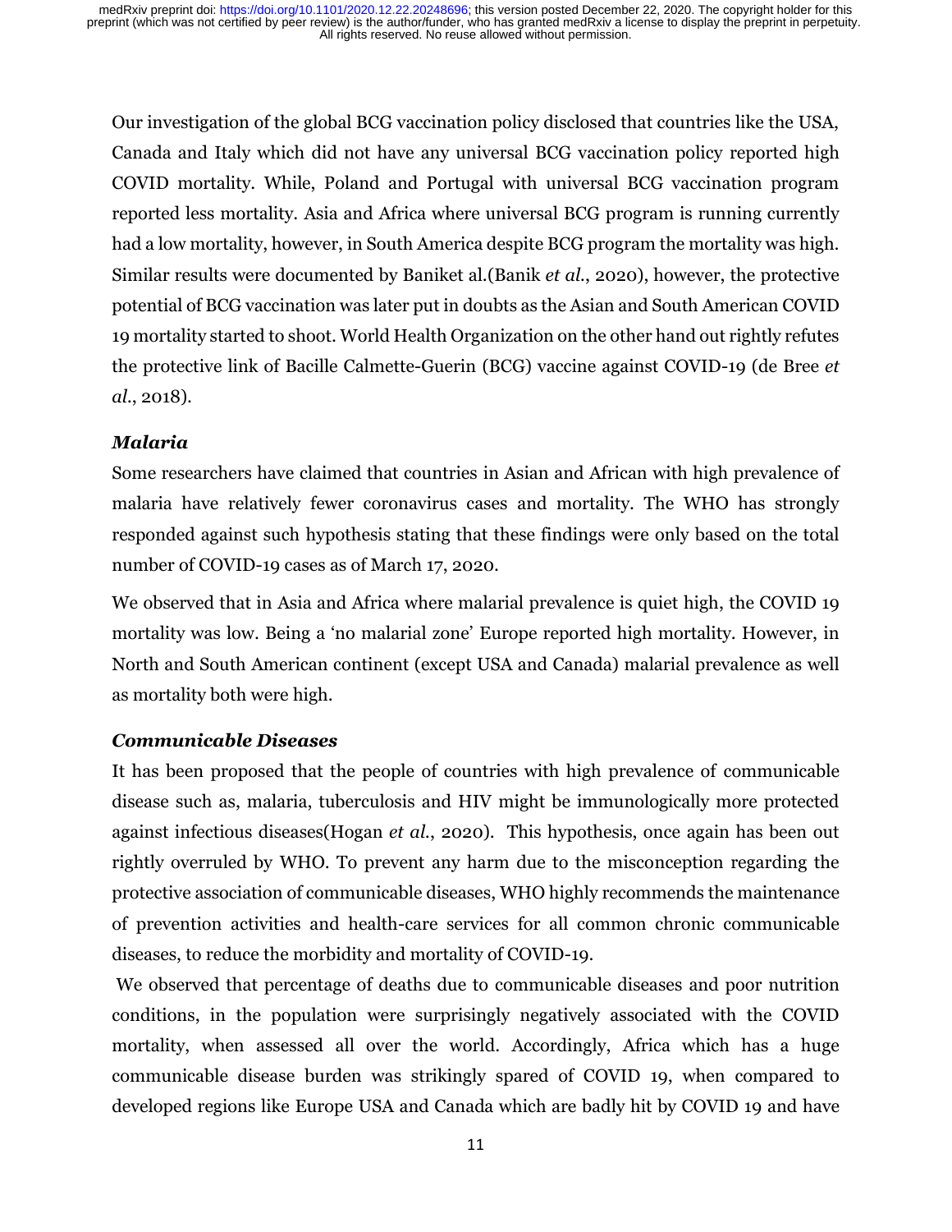Our investigation of the global BCG vaccination policy disclosed that countries like the USA, Canada and Italy which did not have any universal BCG vaccination policy reported high COVID mortality. While, Poland and Portugal with universal BCG vaccination program reported less mortality. Asia and Africa where universal BCG program is running currently had a low mortality, however, in South America despite BCG program the mortality was high. Similar results were documented by Baniket al.(Banik *et al.*, 2020), however, the protective potential of BCG vaccination was later put in doubts as the Asian and South American COVID 19 mortality started to shoot. World Health Organization on the other hand out rightly refutes the protective link of Bacille Calmette-Guerin (BCG) vaccine against COVID-19 (de Bree *et al.*, 2018).

### *Malaria*

Some researchers have claimed that countries in Asian and African with high prevalence of malaria have relatively fewer coronavirus cases and mortality. The WHO has strongly responded against such hypothesis stating that these findings were only based on the total number of COVID-19 cases as of March 17, 2020.

We observed that in Asia and Africa where malarial prevalence is quiet high, the COVID 19 mortality was low. Being a 'no malarial zone' Europe reported high mortality. However, in North and South American continent (except USA and Canada) malarial prevalence as well as mortality both were high.

### *Communicable Diseases*

It has been proposed that the people of countries with high prevalence of communicable disease such as, malaria, tuberculosis and HIV might be immunologically more protected against infectious diseases(Hogan *et al.*, 2020). This hypothesis, once again has been out rightly overruled by WHO. To prevent any harm due to the misconception regarding the protective association of communicable diseases, WHO highly recommends the maintenance of prevention activities and health-care services for all common chronic communicable diseases, to reduce the morbidity and mortality of COVID-19.

We observed that percentage of deaths due to communicable diseases and poor nutrition conditions, in the population were surprisingly negatively associated with the COVID mortality, when assessed all over the world. Accordingly, Africa which has a huge communicable disease burden was strikingly spared of COVID 19, when compared to developed regions like Europe USA and Canada which are badly hit by COVID 19 and have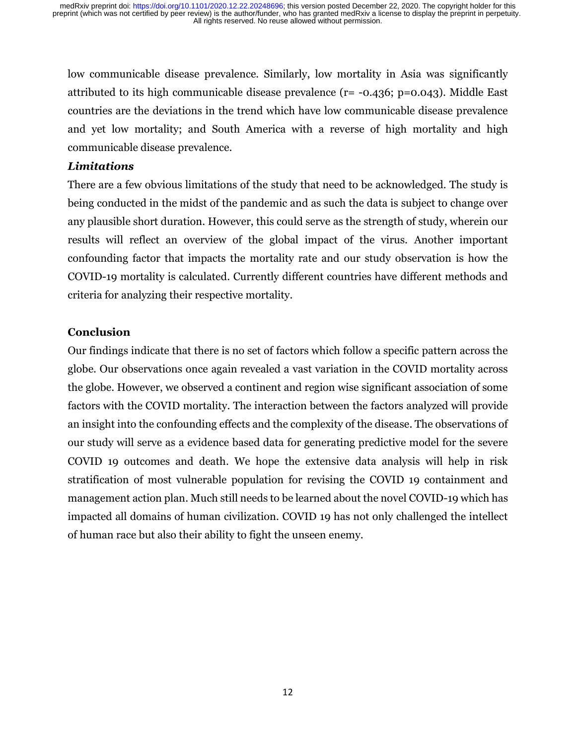low communicable disease prevalence. Similarly, low mortality in Asia was significantly attributed to its high communicable disease prevalence ($r = -0.436$; $p=0.043$). Middle East countries are the deviations in the trend which have low communicable disease prevalence and yet low mortality; and South America with a reverse of high mortality and high communicable disease prevalence.

### *Limitations*

There are a few obvious limitations of the study that need to be acknowledged. The study is being conducted in the midst of the pandemic and as such the data is subject to change over any plausible short duration. However, this could serve as the strength of study, wherein our results will reflect an overview of the global impact of the virus. Another important confounding factor that impacts the mortality rate and our study observation is how the COVID-19 mortality is calculated. Currently different countries have different methods and criteria for analyzing their respective mortality.

## Conclusion

Our findings indicate that there is no set of factors which follow a specific pattern across the globe. Our observations once again revealed a vast variation in the COVID mortality across the globe. However, we observed a continent and region wise significant association of some factors with the COVID mortality. The interaction between the factors analyzed will provide an insight into the confounding effects and the complexity of the disease. The observations of our study will serve as a evidence based data for generating predictive model for the severe COVID 19 outcomes and death. We hope the extensive data analysis will help in risk stratification of most vulnerable population for revising the COVID 19 containment and management action plan. Much still needs to be learned about the novel COVID-19 which has impacted all domains of human civilization. COVID 19 has not only challenged the intellect of human race but also their ability to fight the unseen enemy.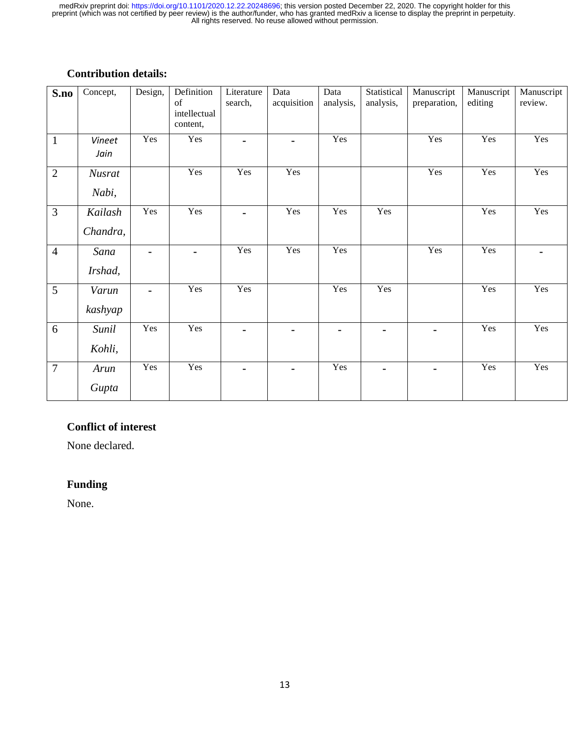**Contribution details:**

| S.no | Concept, | Design, | Definition of intellectual content, | Literature search, | Data acquisition | Data analysis, | Statistical analysis, | Manuscript preparation, | Manuscript editing | Manuscript review. |
|---|---|---|---|---|---|---|---|---|---|---|
| 1 | *Vineet Jain* | Yes | Yes | - | - | Yes | | Yes | Yes | Yes |
| 2 | *Nusrat Nabi,* | | Yes | Yes | Yes | | | Yes | Yes | Yes |
| 3 | *Kailash Chandra,* | Yes | Yes | - | Yes | Yes | Yes | | Yes | Yes |
| 4 | *Sana Irshad,* | - | - | Yes | Yes | Yes | | Yes | Yes | - |
| 5 | *Varun kashyap* | - | Yes | Yes | | Yes | Yes | | Yes | Yes |
| 6 | *Sunil Kohli,* | Yes | Yes | - | - | - | - | - | Yes | Yes |
| 7 | *Arun Gupta* | Yes | Yes | - | - | Yes | - | - | Yes | Yes |

**Conflict of interest**

None declared.

**Funding**

None.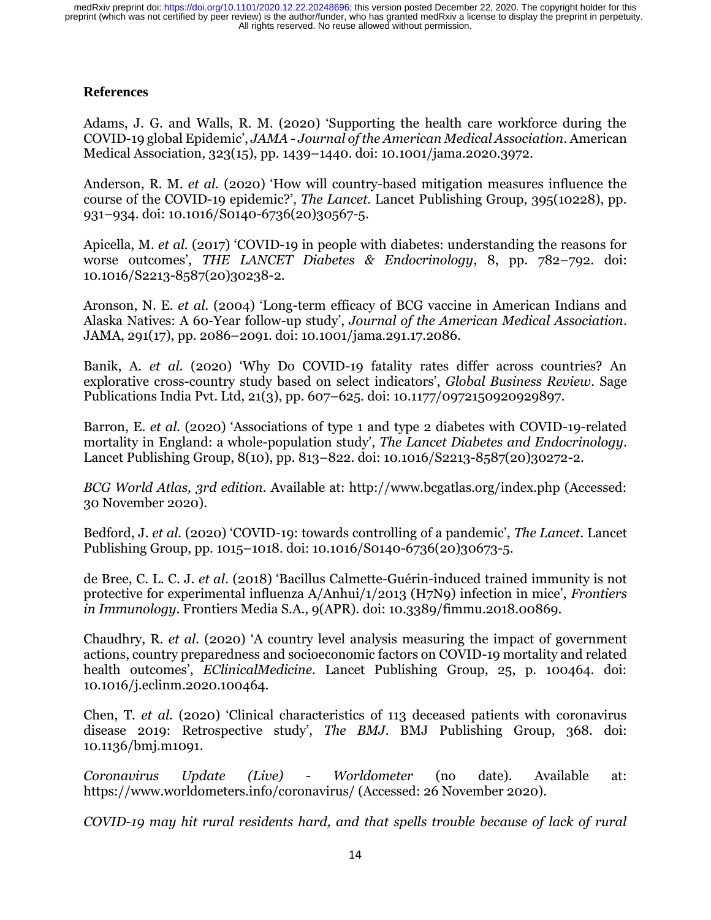## References

Adams, J. G. and Walls, R. M. (2020) 'Supporting the health care workforce during the COVID-19 global Epidemic', *JAMA - Journal of the American Medical Association*. American Medical Association, 323(15), pp. 1439–1440. doi: 10.1001/jama.2020.3972.

Anderson, R. M. *et al.* (2020) 'How will country-based mitigation measures influence the course of the COVID-19 epidemic?', *The Lancet*. Lancet Publishing Group, 395(10228), pp. 931–934. doi: 10.1016/S0140-6736(20)30567-5.

Apicella, M. *et al.* (2017) 'COVID-19 in people with diabetes: understanding the reasons for worse outcomes', *THE LANCET Diabetes & Endocrinology*, 8, pp. 782–792. doi: 10.1016/S2213-8587(20)30238-2.

Aronson, N. E. *et al.* (2004) 'Long-term efficacy of BCG vaccine in American Indians and Alaska Natives: A 60-Year follow-up study', *Journal of the American Medical Association*. JAMA, 291(17), pp. 2086–2091. doi: 10.1001/jama.291.17.2086.

Banik, A. *et al.* (2020) 'Why Do COVID-19 fatality rates differ across countries? An explorative cross-country study based on select indicators', *Global Business Review*. Sage Publications India Pvt. Ltd, 21(3), pp. 607–625. doi: 10.1177/0972150920929897.

Barron, E. *et al.* (2020) 'Associations of type 1 and type 2 diabetes with COVID-19-related mortality in England: a whole-population study', *The Lancet Diabetes and Endocrinology*. Lancet Publishing Group, 8(10), pp. 813–822. doi: 10.1016/S2213-8587(20)30272-2.

*BCG World Atlas, 3rd edition*. Available at: http://www.bcgatlas.org/index.php (Accessed: 30 November 2020).

Bedford, J. *et al.* (2020) 'COVID-19: towards controlling of a pandemic', *The Lancet*. Lancet Publishing Group, pp. 1015–1018. doi: 10.1016/S0140-6736(20)30673-5.

de Bree, C. L. C. J. *et al.* (2018) 'Bacillus Calmette-Guérin-induced trained immunity is not protective for experimental influenza A/Anhui/1/2013 (H7N9) infection in mice', *Frontiers in Immunology*. Frontiers Media S.A., 9(APR). doi: 10.3389/fimmu.2018.00869.

Chaudhry, R. *et al.* (2020) 'A country level analysis measuring the impact of government actions, country preparedness and socioeconomic factors on COVID-19 mortality and related health outcomes', *EClinicalMedicine*. Lancet Publishing Group, 25, p. 100464. doi: 10.1016/j.eclinm.2020.100464.

Chen, T. *et al.* (2020) 'Clinical characteristics of 113 deceased patients with coronavirus disease 2019: Retrospective study', *The BMJ*. BMJ Publishing Group, 368. doi: 10.1136/bmj.m1091.

*Coronavirus Update (Live) - Worldometer* (no date). Available at: https://www.worldometers.info/coronavirus/ (Accessed: 26 November 2020).

*COVID-19 may hit rural residents hard, and that spells trouble because of lack of rural*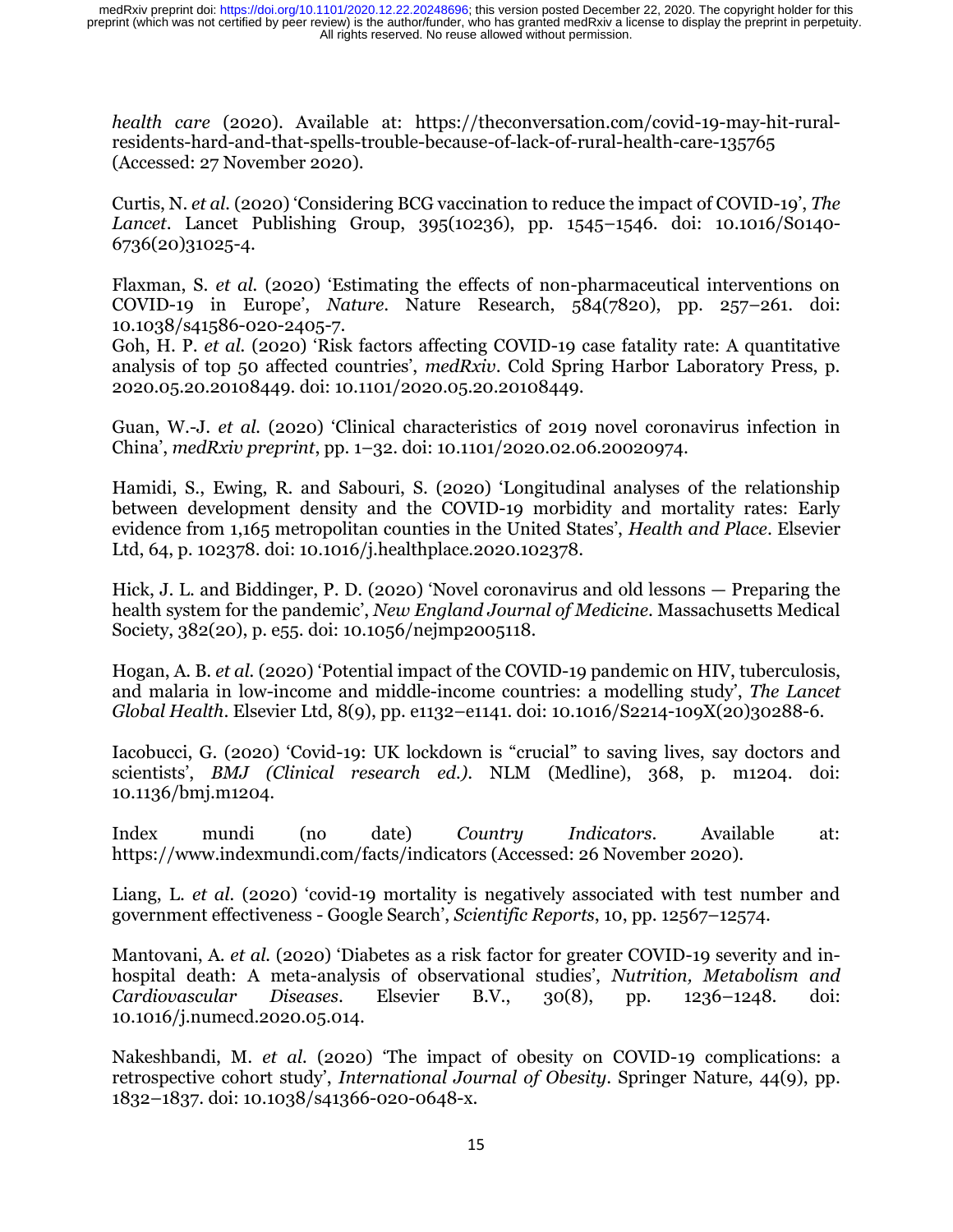*health care* (2020). Available at: https://theconversation.com/covid-19-may-hit-rural-residents-hard-and-that-spells-trouble-because-of-lack-of-rural-health-care-135765 (Accessed: 27 November 2020).

Curtis, N. *et al.* (2020) 'Considering BCG vaccination to reduce the impact of COVID-19', *The Lancet*. Lancet Publishing Group, 395(10236), pp. 1545–1546. doi: 10.1016/S0140-6736(20)31025-4.

Flaxman, S. *et al.* (2020) 'Estimating the effects of non-pharmaceutical interventions on COVID-19 in Europe', *Nature*. Nature Research, 584(7820), pp. 257–261. doi: 10.1038/s41586-020-2405-7.

Goh, H. P. *et al.* (2020) 'Risk factors affecting COVID-19 case fatality rate: A quantitative analysis of top 50 affected countries', *medRxiv*. Cold Spring Harbor Laboratory Press, p. 2020.05.20.20108449. doi: 10.1101/2020.05.20.20108449.

Guan, W.-J. *et al.* (2020) 'Clinical characteristics of 2019 novel coronavirus infection in China', *medRxiv preprint*, pp. 1–32. doi: 10.1101/2020.02.06.20020974.

Hamidi, S., Ewing, R. and Sabouri, S. (2020) 'Longitudinal analyses of the relationship between development density and the COVID-19 morbidity and mortality rates: Early evidence from 1,165 metropolitan counties in the United States', *Health and Place*. Elsevier Ltd, 64, p. 102378. doi: 10.1016/j.healthplace.2020.102378.

Hick, J. L. and Biddinger, P. D. (2020) 'Novel coronavirus and old lessons — Preparing the health system for the pandemic', *New England Journal of Medicine*. Massachusetts Medical Society, 382(20), p. e55. doi: 10.1056/nejmp2005118.

Hogan, A. B. *et al.* (2020) 'Potential impact of the COVID-19 pandemic on HIV, tuberculosis, and malaria in low-income and middle-income countries: a modelling study', *The Lancet Global Health*. Elsevier Ltd, 8(9), pp. e1132–e1141. doi: 10.1016/S2214-109X(20)30288-6.

Iacobucci, G. (2020) 'Covid-19: UK lockdown is "crucial" to saving lives, say doctors and scientists', *BMJ (Clinical research ed.)*. NLM (Medline), 368, p. m1204. doi: 10.1136/bmj.m1204.

Index mundi (no date) *Country Indicators*. Available at: https://www.indexmundi.com/facts/indicators (Accessed: 26 November 2020).

Liang, L. *et al.* (2020) 'covid-19 mortality is negatively associated with test number and government effectiveness - Google Search', *Scientific Reports*, 10, pp. 12567–12574.

Mantovani, A. *et al.* (2020) 'Diabetes as a risk factor for greater COVID-19 severity and in-hospital death: A meta-analysis of observational studies', *Nutrition, Metabolism and Cardiovascular Diseases*. Elsevier B.V., 30(8), pp. 1236–1248. doi: 10.1016/j.numecd.2020.05.014.

Nakeshbandi, M. *et al.* (2020) 'The impact of obesity on COVID-19 complications: a retrospective cohort study', *International Journal of Obesity*. Springer Nature, 44(9), pp. 1832–1837. doi: 10.1038/s41366-020-0648-x.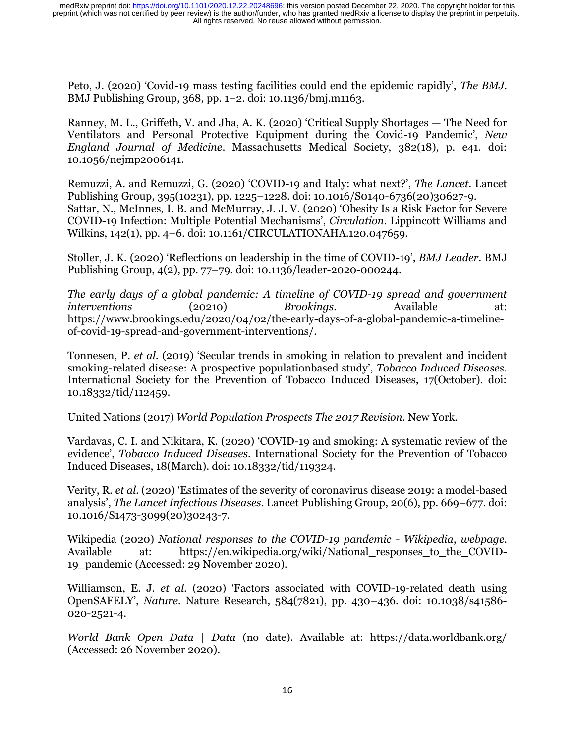Peto, J. (2020) 'Covid-19 mass testing facilities could end the epidemic rapidly', *The BMJ*. BMJ Publishing Group, 368, pp. 1–2. doi: 10.1136/bmj.m1163.

Ranney, M. L., Griffeth, V. and Jha, A. K. (2020) 'Critical Supply Shortages — The Need for Ventilators and Personal Protective Equipment during the Covid-19 Pandemic', *New England Journal of Medicine*. Massachusetts Medical Society, 382(18), p. e41. doi: 10.1056/nejmp2006141.

Remuzzi, A. and Remuzzi, G. (2020) 'COVID-19 and Italy: what next?', *The Lancet*. Lancet Publishing Group, 395(10231), pp. 1225–1228. doi: 10.1016/S0140-6736(20)30627-9.
Sattar, N., McInnes, I. B. and McMurray, J. J. V. (2020) 'Obesity Is a Risk Factor for Severe COVID-19 Infection: Multiple Potential Mechanisms', *Circulation*. Lippincott Williams and Wilkins, 142(1), pp. 4–6. doi: 10.1161/CIRCULATIONAHA.120.047659.

Stoller, J. K. (2020) 'Reflections on leadership in the time of COVID-19', *BMJ Leader*. BMJ Publishing Group, 4(2), pp. 77–79. doi: 10.1136/leader-2020-000244.

*The early days of a global pandemic: A timeline of COVID-19 spread and government interventions* (20210) *Brookings*. Available at: https://www.brookings.edu/2020/04/02/the-early-days-of-a-global-pandemic-a-timeline-of-covid-19-spread-and-government-interventions/.

Tonnesen, P. *et al.* (2019) 'Secular trends in smoking in relation to prevalent and incident smoking-related disease: A prospective populationbased study', *Tobacco Induced Diseases*. International Society for the Prevention of Tobacco Induced Diseases, 17(October). doi: 10.18332/tid/112459.

United Nations (2017) *World Population Prospects The 2017 Revision*. New York.

Vardavas, C. I. and Nikitara, K. (2020) 'COVID-19 and smoking: A systematic review of the evidence', *Tobacco Induced Diseases*. International Society for the Prevention of Tobacco Induced Diseases, 18(March). doi: 10.18332/tid/119324.

Verity, R. *et al.* (2020) 'Estimates of the severity of coronavirus disease 2019: a model-based analysis', *The Lancet Infectious Diseases*. Lancet Publishing Group, 20(6), pp. 669–677. doi: 10.1016/S1473-3099(20)30243-7.

Wikipedia (2020) *National responses to the COVID-19 pandemic - Wikipedia*, *webpage*. Available at: https://en.wikipedia.org/wiki/National_responses_to_the_COVID-19_pandemic (Accessed: 29 November 2020).

Williamson, E. J. *et al.* (2020) 'Factors associated with COVID-19-related death using OpenSAFELY', *Nature*. Nature Research, 584(7821), pp. 430–436. doi: 10.1038/s41586-020-2521-4.

*World Bank Open Data | Data* (no date). Available at: https://data.worldbank.org/ (Accessed: 26 November 2020).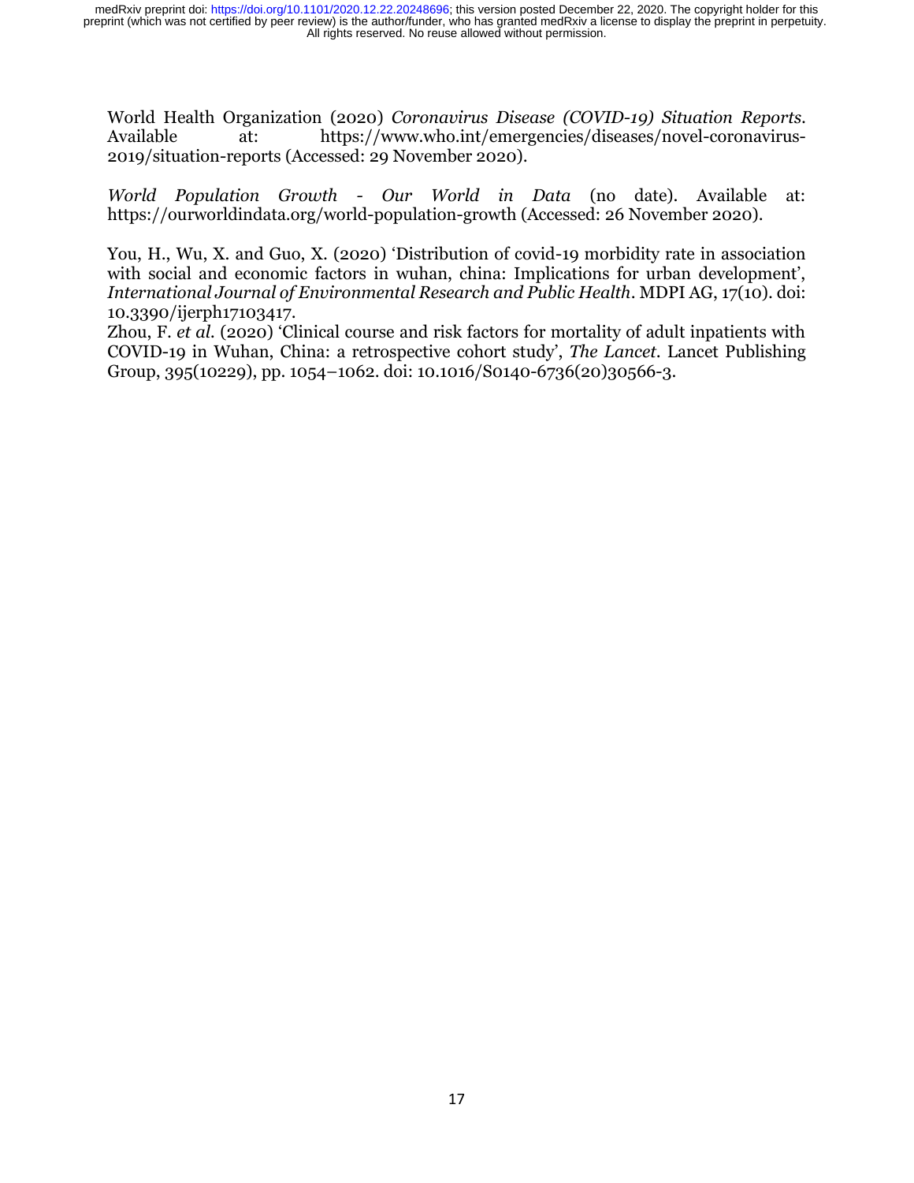World Health Organization (2020) *Coronavirus Disease (COVID-19) Situation Reports*. Available at: https://www.who.int/emergencies/diseases/novel-coronavirus-2019/situation-reports (Accessed: 29 November 2020).

*World Population Growth - Our World in Data* (no date). Available at: https://ourworldindata.org/world-population-growth (Accessed: 26 November 2020).

You, H., Wu, X. and Guo, X. (2020) 'Distribution of covid-19 morbidity rate in association with social and economic factors in wuhan, china: Implications for urban development', *International Journal of Environmental Research and Public Health*. MDPI AG, 17(10). doi: 10.3390/ijerph17103417.

Zhou, F. *et al.* (2020) 'Clinical course and risk factors for mortality of adult inpatients with COVID-19 in Wuhan, China: a retrospective cohort study', *The Lancet*. Lancet Publishing Group, 395(10229), pp. 1054–1062. doi: 10.1016/S0140-6736(20)30566-3.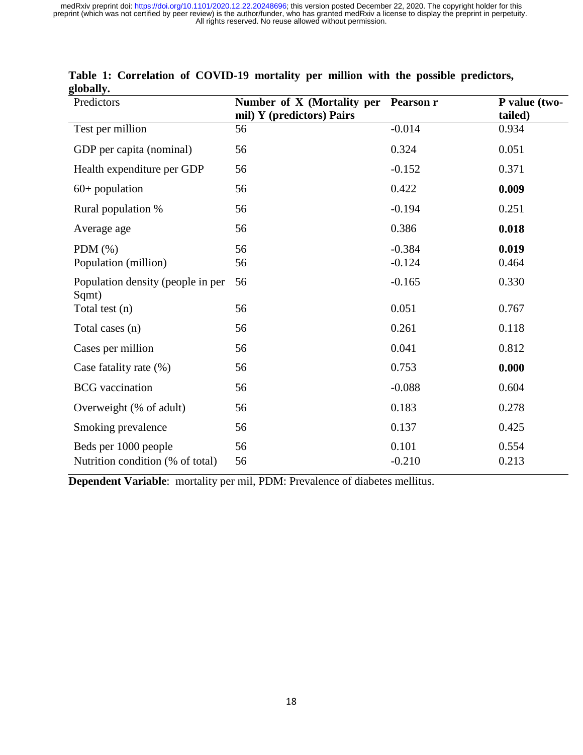**Table 1: Correlation of COVID-19 mortality per million with the possible predictors, globally.**

| Predictors | Number of X (Mortality per mil) Y (predictors) Pairs | Pearson r | P value (two-tailed) |
|---|---|---|---|
| Test per million | 56 | -0.014 | 0.934 |
| GDP per capita (nominal) | 56 | 0.324 | 0.051 |
| Health expenditure per GDP | 56 | -0.152 | 0.371 |
| 60+ population | 56 | 0.422 | **0.009** |
| Rural population % | 56 | -0.194 | 0.251 |
| Average age | 56 | 0.386 | **0.018** |
| PDM (%) | 56 | -0.384 | **0.019** |
| Population (million) | 56 | -0.124 | 0.464 |
| Population density (people in per Sqmt) | 56 | -0.165 | 0.330 |
| Total test (n) | 56 | 0.051 | 0.767 |
| Total cases (n) | 56 | 0.261 | 0.118 |
| Cases per million | 56 | 0.041 | 0.812 |
| Case fatality rate (%) | 56 | 0.753 | **0.000** |
| BCG vaccination | 56 | -0.088 | 0.604 |
| Overweight (% of adult) | 56 | 0.183 | 0.278 |
| Smoking prevalence | 56 | 0.137 | 0.425 |
| Beds per 1000 people | 56 | 0.101 | 0.554 |
| Nutrition condition (% of total) | 56 | -0.210 | 0.213 |

**Dependent Variable**: mortality per mil, PDM: Prevalence of diabetes mellitus.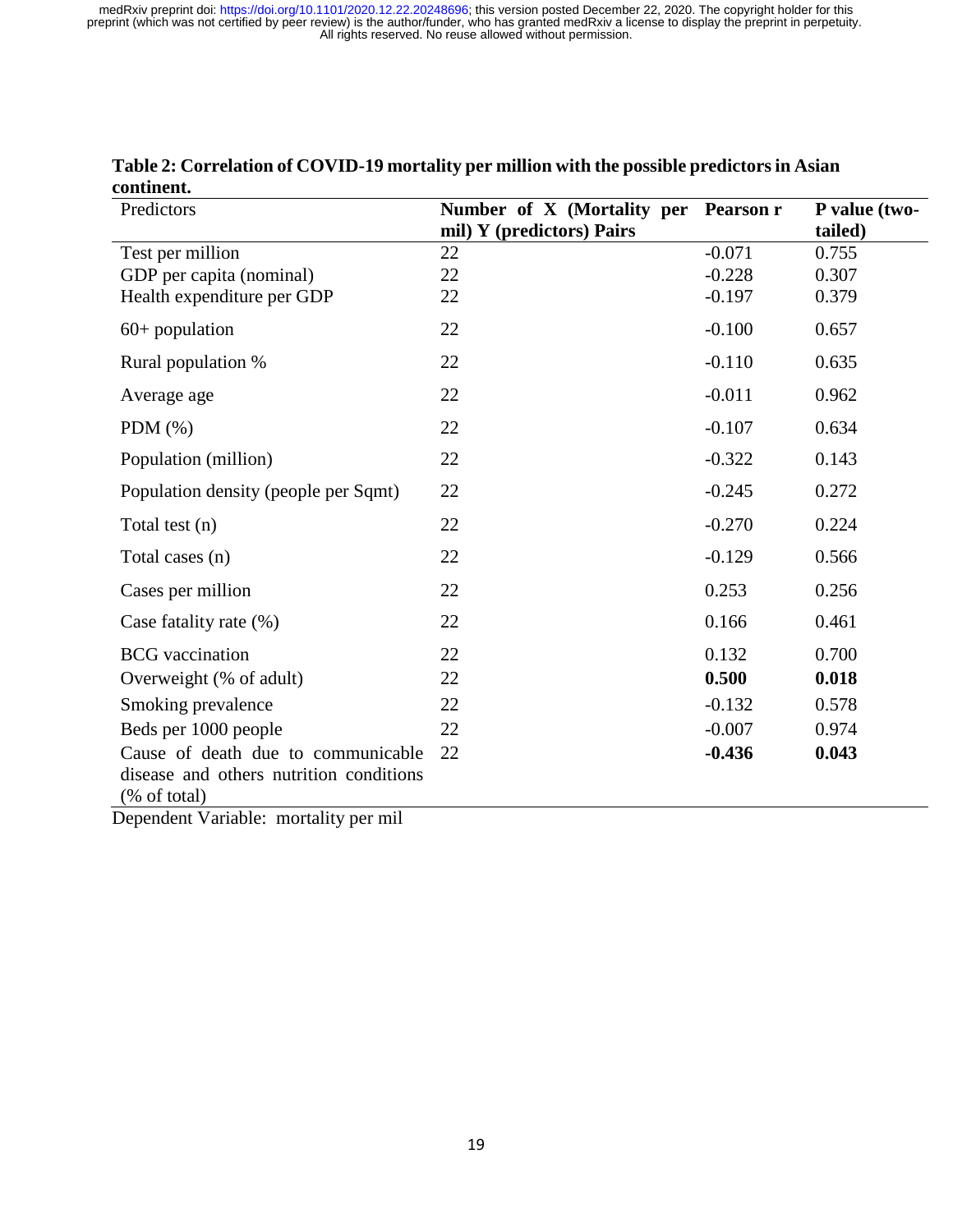**Table 2: Correlation of COVID-19 mortality per million with the possible predictors in Asian continent.**

| Predictors | Number of X (Mortality per mil) Y (predictors) Pairs | Pearson r | P value (two-tailed) |
|---|---|---|---|
| Test per million | 22 | -0.071 | 0.755 |
| GDP per capita (nominal) | 22 | -0.228 | 0.307 |
| Health expenditure per GDP | 22 | -0.197 | 0.379 |
| 60+ population | 22 | -0.100 | 0.657 |
| Rural population % | 22 | -0.110 | 0.635 |
| Average age | 22 | -0.011 | 0.962 |
| PDM (%) | 22 | -0.107 | 0.634 |
| Population (million) | 22 | -0.322 | 0.143 |
| Population density (people per Sqmt) | 22 | -0.245 | 0.272 |
| Total test (n) | 22 | -0.270 | 0.224 |
| Total cases (n) | 22 | -0.129 | 0.566 |
| Cases per million | 22 | 0.253 | 0.256 |
| Case fatality rate (%) | 22 | 0.166 | 0.461 |
| BCG vaccination | 22 | 0.132 | 0.700 |
| Overweight (% of adult) | 22 | **0.500** | **0.018** |
| Smoking prevalence | 22 | -0.132 | 0.578 |
| Beds per 1000 people | 22 | -0.007 | 0.974 |
| Cause of death due to communicable disease and others nutrition conditions (% of total) | 22 | **-0.436** | **0.043** |

Dependent Variable: mortality per mil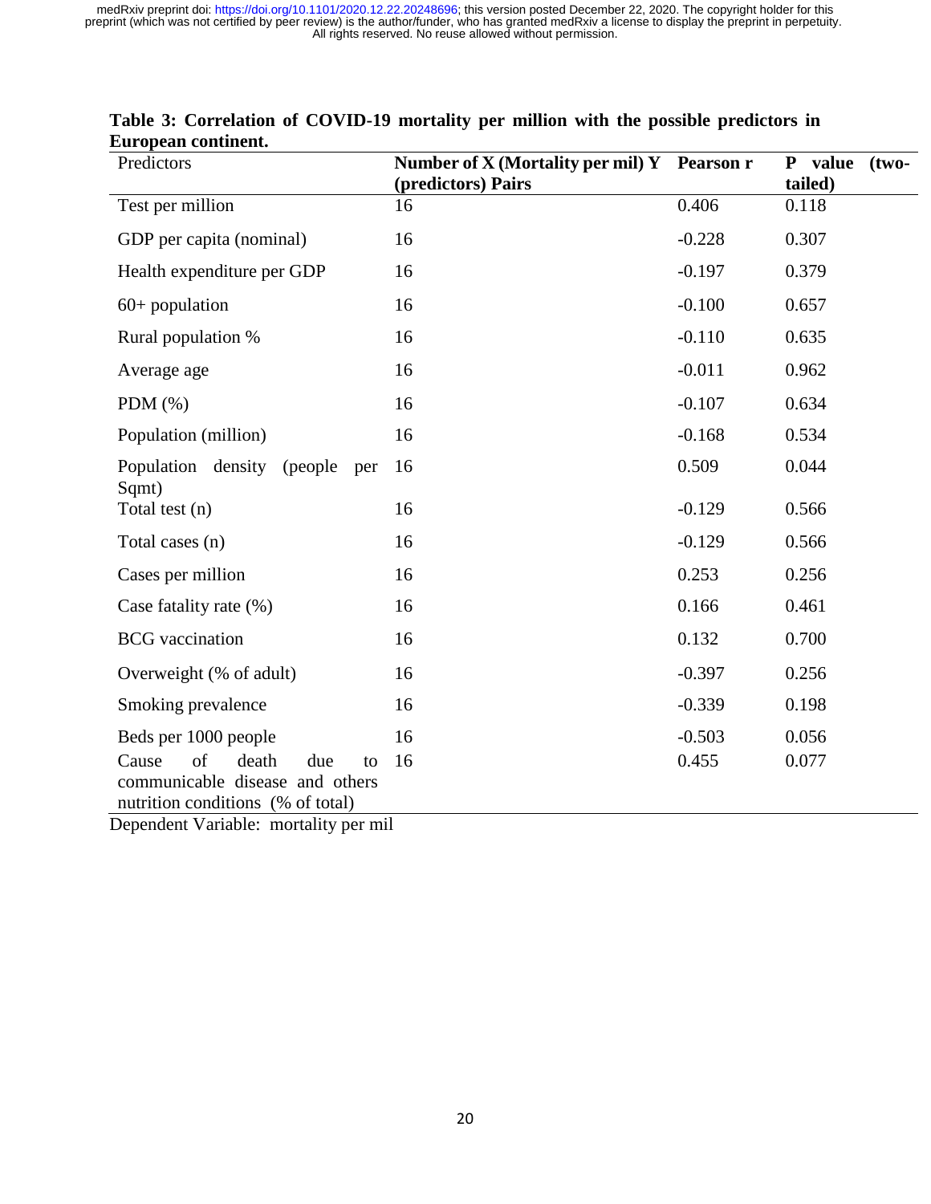**Table 3: Correlation of COVID-19 mortality per million with the possible predictors in European continent.**

| Predictors | Number of X (Mortality per mil) Y (predictors) Pairs | Pearson r | P value (two-tailed) |
|---|---|---|---|
| Test per million | 16 | 0.406 | 0.118 |
| GDP per capita (nominal) | 16 | -0.228 | 0.307 |
| Health expenditure per GDP | 16 | -0.197 | 0.379 |
| 60+ population | 16 | -0.100 | 0.657 |
| Rural population % | 16 | -0.110 | 0.635 |
| Average age | 16 | -0.011 | 0.962 |
| PDM (%) | 16 | -0.107 | 0.634 |
| Population (million) | 16 | -0.168 | 0.534 |
| Population density (people per Sqmt) | 16 | 0.509 | 0.044 |
| Total test (n) | 16 | -0.129 | 0.566 |
| Total cases (n) | 16 | -0.129 | 0.566 |
| Cases per million | 16 | 0.253 | 0.256 |
| Case fatality rate (%) | 16 | 0.166 | 0.461 |
| BCG vaccination | 16 | 0.132 | 0.700 |
| Overweight (% of adult) | 16 | -0.397 | 0.256 |
| Smoking prevalence | 16 | -0.339 | 0.198 |
| Beds per 1000 people | 16 | -0.503 | 0.056 |
| Cause of death due to communicable disease and others nutrition conditions (% of total) | 16 | 0.455 | 0.077 |

Dependent Variable: mortality per mil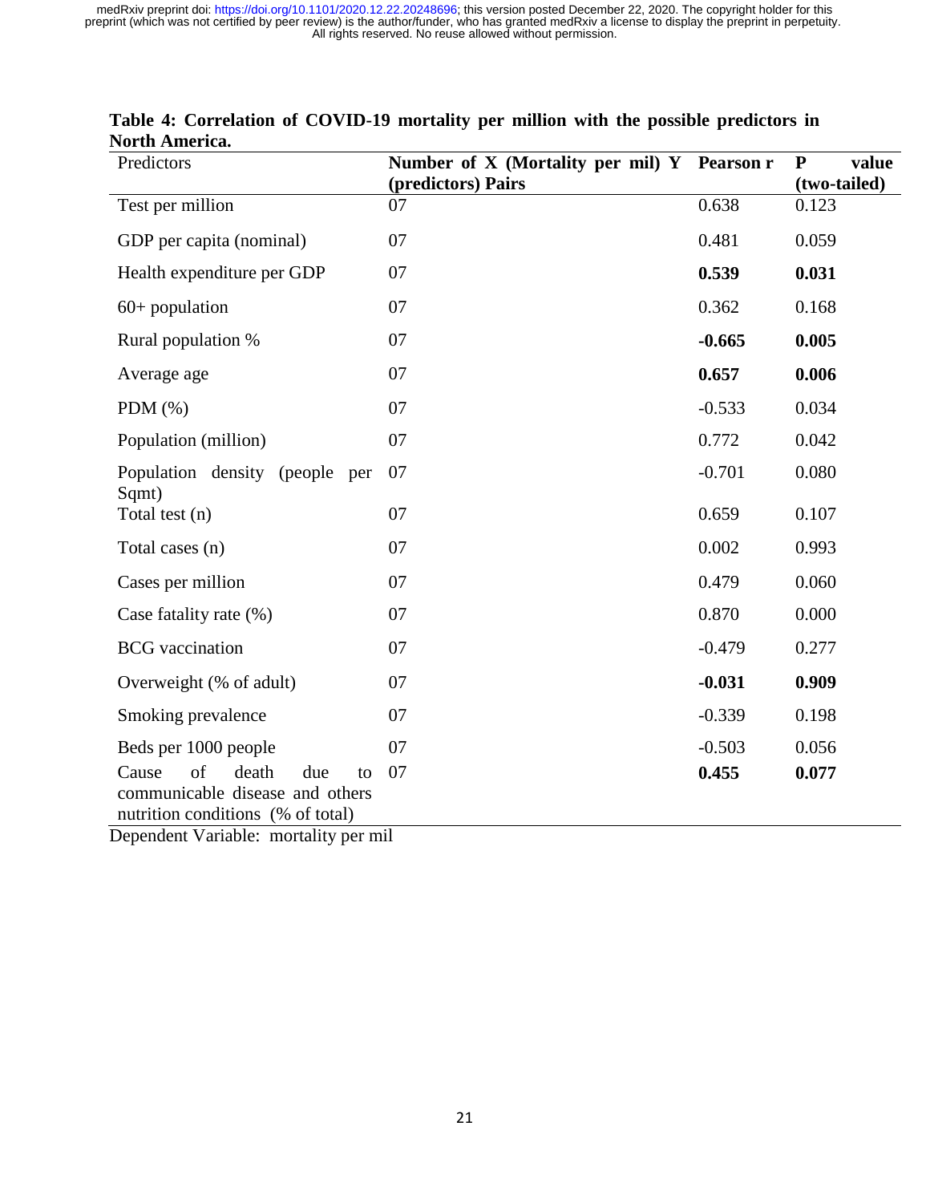**Table 4: Correlation of COVID-19 mortality per million with the possible predictors in North America.**

| Predictors | Number of X (Mortality per mil) Y (predictors) Pairs | Pearson r | P value (two-tailed) |
|---|---|---|---|
| Test per million | 07 | 0.638 | 0.123 |
| GDP per capita (nominal) | 07 | 0.481 | 0.059 |
| Health expenditure per GDP | 07 | **0.539** | **0.031** |
| 60+ population | 07 | 0.362 | 0.168 |
| Rural population % | 07 | **-0.665** | **0.005** |
| Average age | 07 | **0.657** | **0.006** |
| PDM (%) | 07 | -0.533 | 0.034 |
| Population (million) | 07 | 0.772 | 0.042 |
| Population density (people per Sqmt) | 07 | -0.701 | 0.080 |
| Total test (n) | 07 | 0.659 | 0.107 |
| Total cases (n) | 07 | 0.002 | 0.993 |
| Cases per million | 07 | 0.479 | 0.060 |
| Case fatality rate (%) | 07 | 0.870 | 0.000 |
| BCG vaccination | 07 | -0.479 | 0.277 |
| Overweight (% of adult) | 07 | **-0.031** | **0.909** |
| Smoking prevalence | 07 | -0.339 | 0.198 |
| Beds per 1000 people | 07 | -0.503 | 0.056 |
| Cause of death due to communicable disease and others nutrition conditions (% of total) | 07 | **0.455** | **0.077** |

Dependent Variable: mortality per mil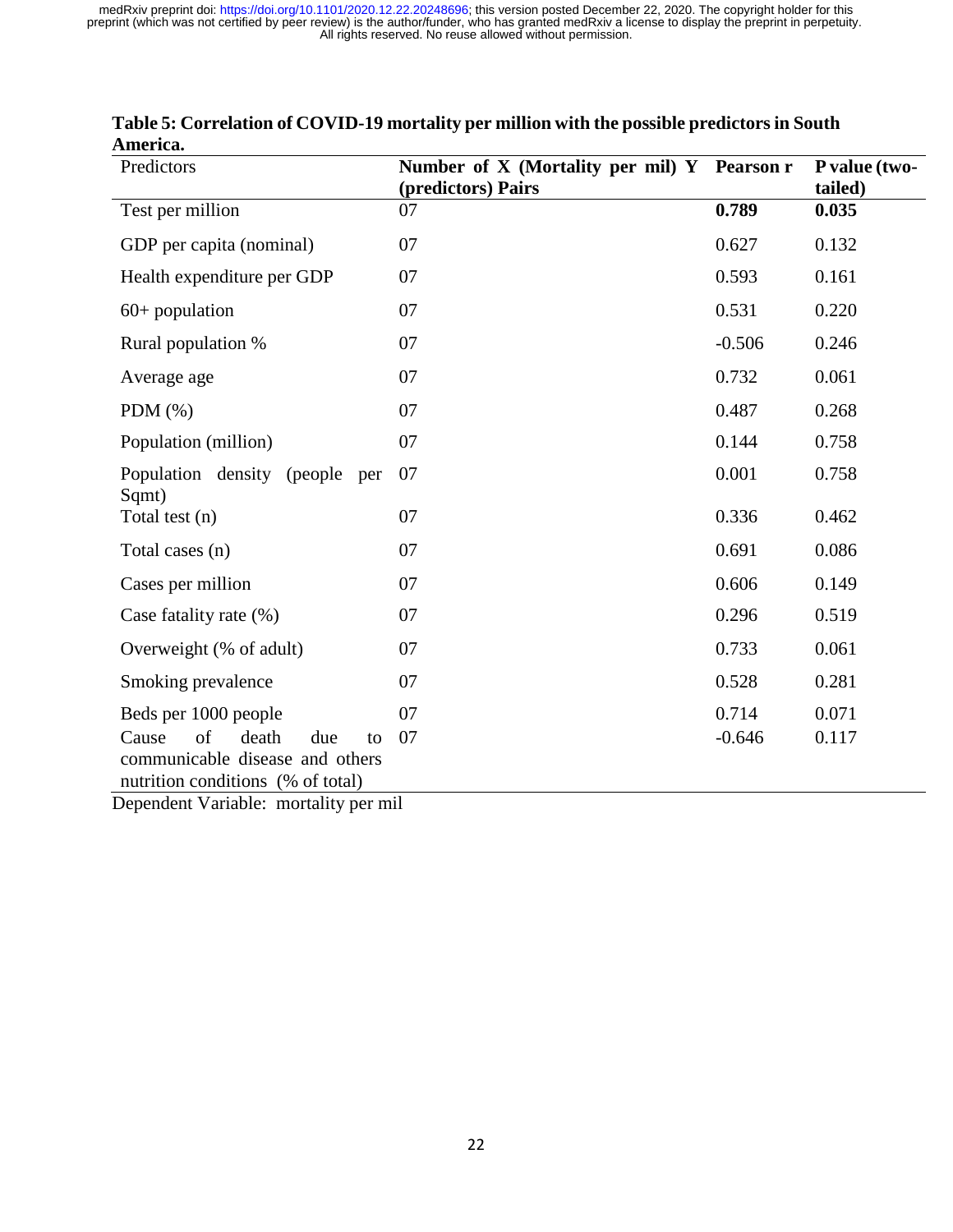**Table 5: Correlation of COVID-19 mortality per million with the possible predictors in South America.**

| Predictors | Number of X (Mortality per mil) Y (predictors) Pairs | Pearson r | P value (two-tailed) |
|---|---|---|---|
| Test per million | 07 | **0.789** | **0.035** |
| GDP per capita (nominal) | 07 | 0.627 | 0.132 |
| Health expenditure per GDP | 07 | 0.593 | 0.161 |
| 60+ population | 07 | 0.531 | 0.220 |
| Rural population % | 07 | -0.506 | 0.246 |
| Average age | 07 | 0.732 | 0.061 |
| PDM (%) | 07 | 0.487 | 0.268 |
| Population (million) | 07 | 0.144 | 0.758 |
| Population density (people per Sqmt) | 07 | 0.001 | 0.758 |
| Total test (n) | 07 | 0.336 | 0.462 |
| Total cases (n) | 07 | 0.691 | 0.086 |
| Cases per million | 07 | 0.606 | 0.149 |
| Case fatality rate (%) | 07 | 0.296 | 0.519 |
| Overweight (% of adult) | 07 | 0.733 | 0.061 |
| Smoking prevalence | 07 | 0.528 | 0.281 |
| Beds per 1000 people | 07 | 0.714 | 0.071 |
| Cause of death due to communicable disease and others nutrition conditions (% of total) | 07 | -0.646 | 0.117 |

Dependent Variable: mortality per mil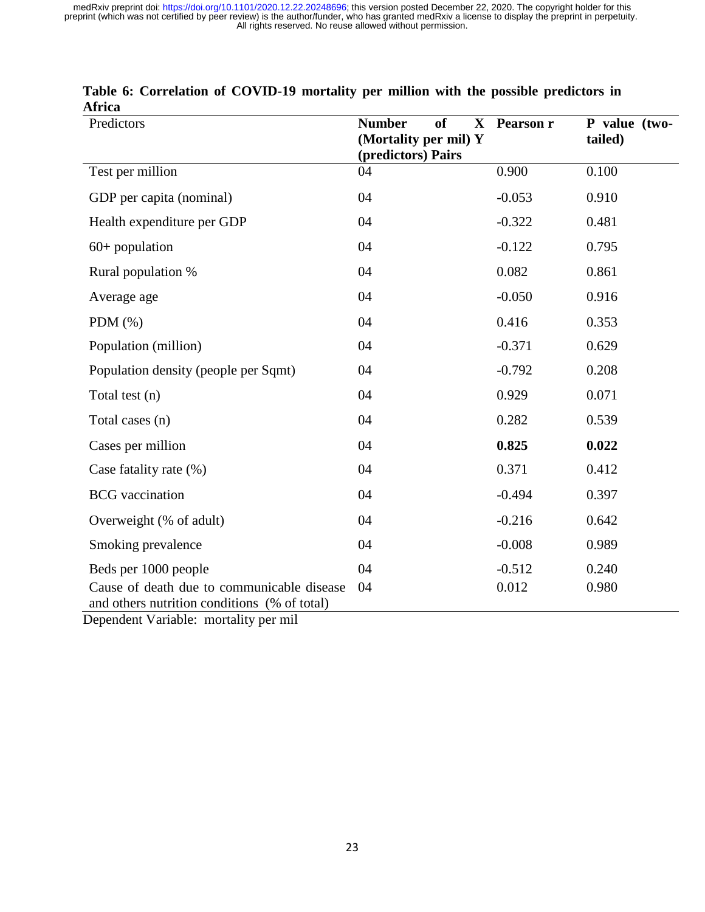**Table 6: Correlation of COVID-19 mortality per million with the possible predictors in Africa**

| Predictors | Number of X (Mortality per mil) Y (predictors) Pairs | Pearson r | P value (two-tailed) |
|---|---|---|---|
| Test per million | 04 | 0.900 | 0.100 |
| GDP per capita (nominal) | 04 | -0.053 | 0.910 |
| Health expenditure per GDP | 04 | -0.322 | 0.481 |
| 60+ population | 04 | -0.122 | 0.795 |
| Rural population % | 04 | 0.082 | 0.861 |
| Average age | 04 | -0.050 | 0.916 |
| PDM (%) | 04 | 0.416 | 0.353 |
| Population (million) | 04 | -0.371 | 0.629 |
| Population density (people per Sqmt) | 04 | -0.792 | 0.208 |
| Total test (n) | 04 | 0.929 | 0.071 |
| Total cases (n) | 04 | 0.282 | 0.539 |
| Cases per million | 04 | **0.825** | **0.022** |
| Case fatality rate (%) | 04 | 0.371 | 0.412 |
| BCG vaccination | 04 | -0.494 | 0.397 |
| Overweight (% of adult) | 04 | -0.216 | 0.642 |
| Smoking prevalence | 04 | -0.008 | 0.989 |
| Beds per 1000 people | 04 | -0.512 | 0.240 |
| Cause of death due to communicable disease and others nutrition conditions (% of total) | 04 | 0.012 | 0.980 |

Dependent Variable: mortality per mil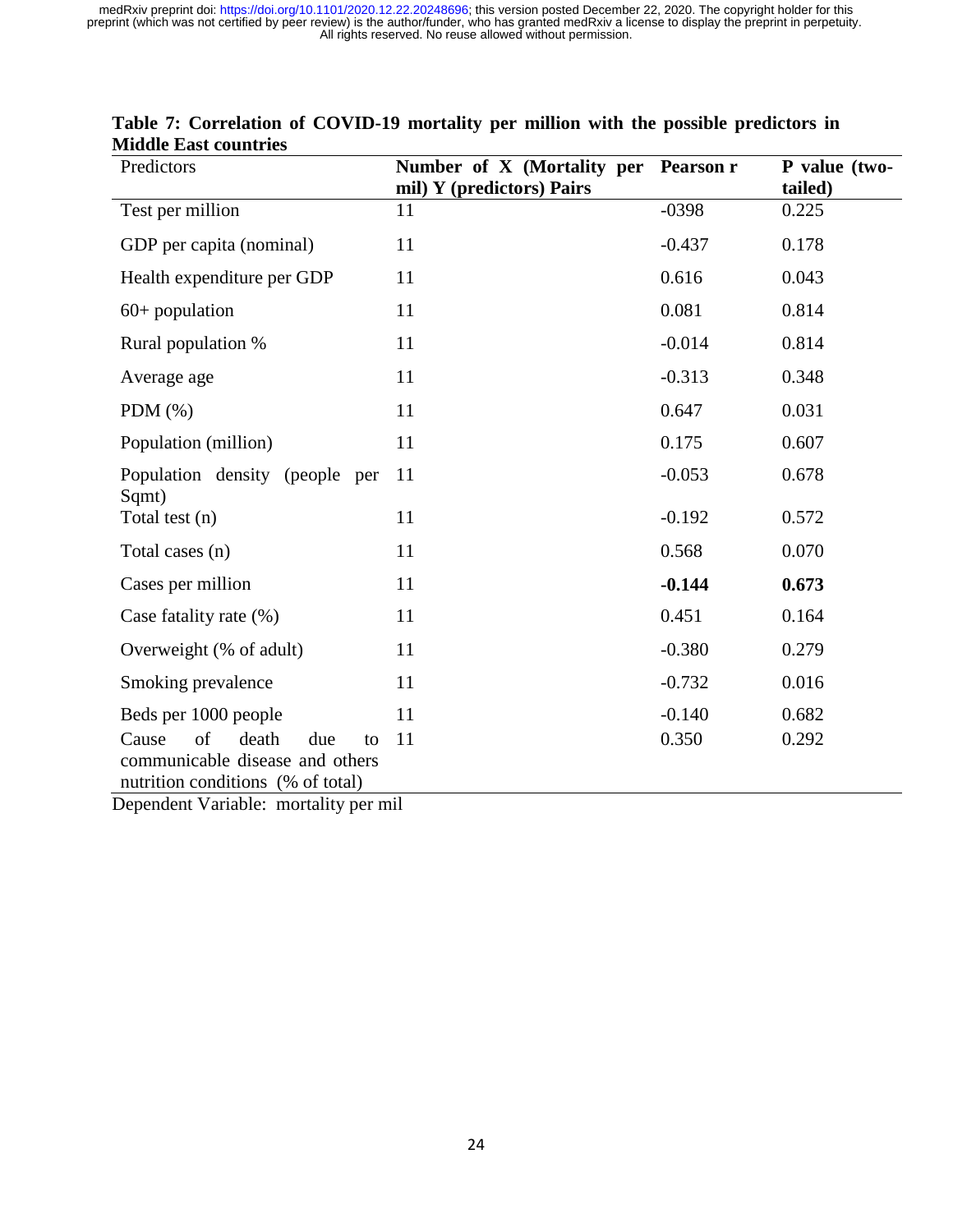**Table 7: Correlation of COVID-19 mortality per million with the possible predictors in Middle East countries**

| Predictors | Number of X (Mortality per mil) Y (predictors) Pairs | Pearson r | P value (two-tailed) |
|---|---|---|---|
| Test per million | 11 | -0398 | 0.225 |
| GDP per capita (nominal) | 11 | -0.437 | 0.178 |
| Health expenditure per GDP | 11 | 0.616 | 0.043 |
| 60+ population | 11 | 0.081 | 0.814 |
| Rural population % | 11 | -0.014 | 0.814 |
| Average age | 11 | -0.313 | 0.348 |
| PDM (%) | 11 | 0.647 | 0.031 |
| Population (million) | 11 | 0.175 | 0.607 |
| Population density (people per Sqmt) | 11 | -0.053 | 0.678 |
| Total test (n) | 11 | -0.192 | 0.572 |
| Total cases (n) | 11 | 0.568 | 0.070 |
| Cases per million | 11 | **-0.144** | **0.673** |
| Case fatality rate (%) | 11 | 0.451 | 0.164 |
| Overweight (% of adult) | 11 | -0.380 | 0.279 |
| Smoking prevalence | 11 | -0.732 | 0.016 |
| Beds per 1000 people | 11 | -0.140 | 0.682 |
| Cause of death due to communicable disease and others nutrition conditions (% of total) | 11 | 0.350 | 0.292 |

Dependent Variable: mortality per mil